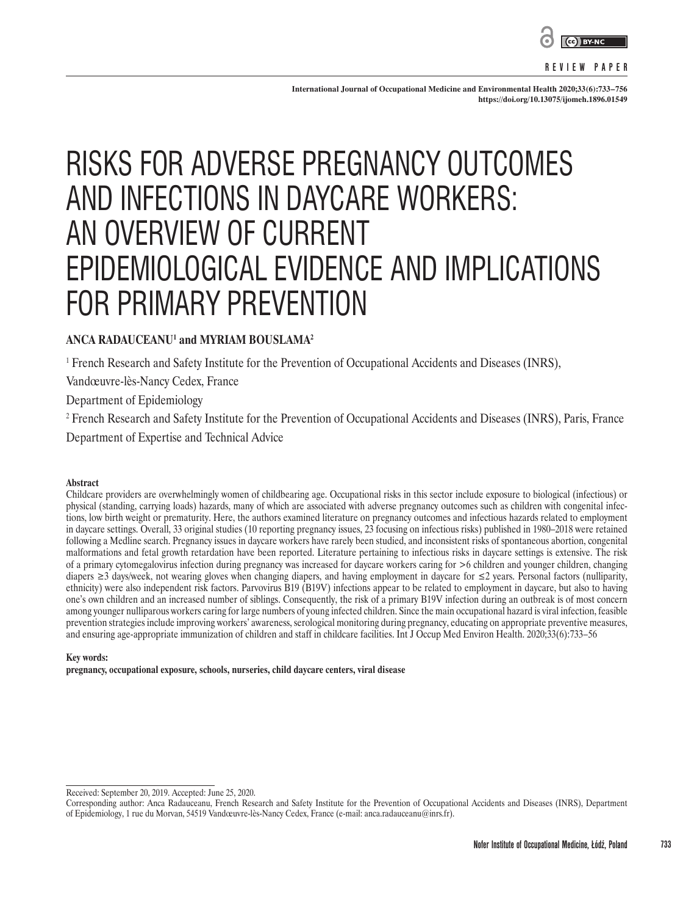REVIEW PAPER

# RISKS FOR ADVERSE PREGNANCY OUTCOMES AND INFECTIONS IN DAYCARE WORKERS: AN OVERVIEW OF CURRENT EPIDEMIOLOGICAL EVIDENCE AND IMPLICATIONS FOR PRIMARY PREVENTION

**ANCA RADAUCEANU[1] and MYRIAM BOUSLAMA[2]**

[1] French Research and Safety Institute for the Prevention of Occupational Accidents and Diseases (INRS), Vandœuvre-lès-Nancy Cedex, France
Department of Epidemiology

[2] French Research and Safety Institute for the Prevention of Occupational Accidents and Diseases (INRS), Paris, France
Department of Expertise and Technical Advice

**Abstract**

Childcare providers are overwhelmingly women of childbearing age. Occupational risks in this sector include exposure to biological (infectious) or physical (standing, carrying loads) hazards, many of which are associated with adverse pregnancy outcomes such as children with congenital infections, low birth weight or prematurity. Here, the authors examined literature on pregnancy outcomes and infectious hazards related to employment in daycare settings. Overall, 33 original studies (10 reporting pregnancy issues, 23 focusing on infectious risks) published in 1980–2018 were retained following a Medline search. Pregnancy issues in daycare workers have rarely been studied, and inconsistent risks of spontaneous abortion, congenital malformations and fetal growth retardation have been reported. Literature pertaining to infectious risks in daycare settings is extensive. The risk of a primary cytomegalovirus infection during pregnancy was increased for daycare workers caring for >6 children and younger children, changing diapers ≥3 days/week, not wearing gloves when changing diapers, and having employment in daycare for ≤2 years. Personal factors (nulliparity, ethnicity) were also independent risk factors. Parvovirus B19 (B19V) infections appear to be related to employment in daycare, but also to having one's own children and an increased number of siblings. Consequently, the risk of a primary B19V infection during an outbreak is of most concern among younger nulliparous workers caring for large numbers of young infected children. Since the main occupational hazard is viral infection, feasible prevention strategies include improving workers' awareness, serological monitoring during pregnancy, educating on appropriate preventive measures, and ensuring age-appropriate immunization of children and staff in childcare facilities. Int J Occup Med Environ Health. 2020;33(6):733–56

**Key words:**
**pregnancy, occupational exposure, schools, nurseries, child daycare centers, viral disease**

Received: September 20, 2019. Accepted: June 25, 2020.
Corresponding author: Anca Radauceanu, French Research and Safety Institute for the Prevention of Occupational Accidents and Diseases (INRS), Department of Epidemiology, 1 rue du Morvan, 54519 Vandœuvre-lès-Nancy Cedex, France (e-mail: anca.radauceanu@inrs.fr).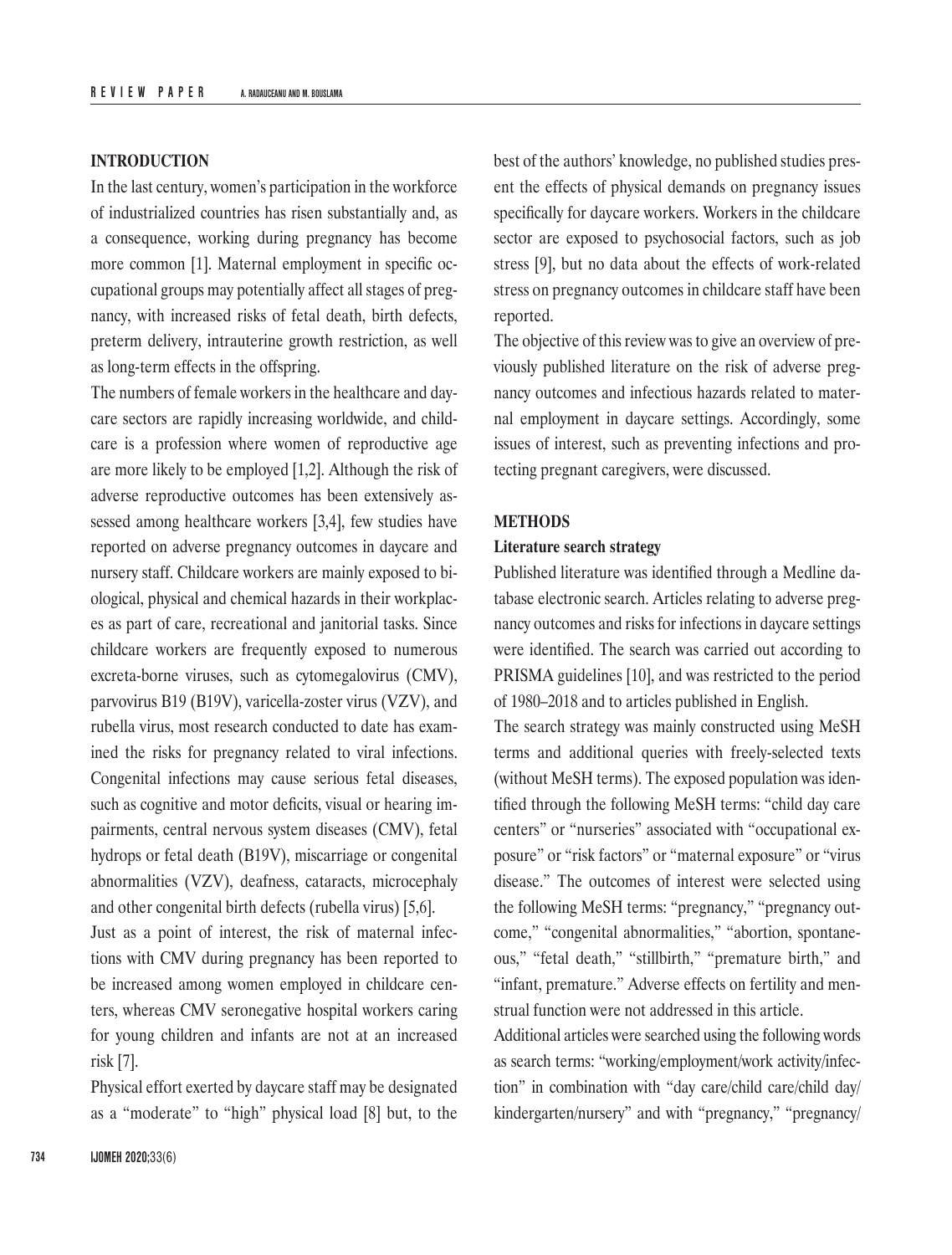## INTRODUCTION

In the last century, women's participation in the workforce of industrialized countries has risen substantially and, as a consequence, working during pregnancy has become more common [1]. Maternal employment in specific occupational groups may potentially affect all stages of pregnancy, with increased risks of fetal death, birth defects, preterm delivery, intrauterine growth restriction, as well as long-term effects in the offspring.

The numbers of female workers in the healthcare and daycare sectors are rapidly increasing worldwide, and childcare is a profession where women of reproductive age are more likely to be employed [1,2]. Although the risk of adverse reproductive outcomes has been extensively assessed among healthcare workers [3,4], few studies have reported on adverse pregnancy outcomes in daycare and nursery staff. Childcare workers are mainly exposed to biological, physical and chemical hazards in their workplaces as part of care, recreational and janitorial tasks. Since childcare workers are frequently exposed to numerous excreta-borne viruses, such as cytomegalovirus (CMV), parvovirus B19 (B19V), varicella-zoster virus (VZV), and rubella virus, most research conducted to date has examined the risks for pregnancy related to viral infections. Congenital infections may cause serious fetal diseases, such as cognitive and motor deficits, visual or hearing impairments, central nervous system diseases (CMV), fetal hydrops or fetal death (B19V), miscarriage or congenital abnormalities (VZV), deafness, cataracts, microcephaly and other congenital birth defects (rubella virus) [5,6].

Just as a point of interest, the risk of maternal infections with CMV during pregnancy has been reported to be increased among women employed in childcare centers, whereas CMV seronegative hospital workers caring for young children and infants are not at an increased risk [7].

Physical effort exerted by daycare staff may be designated as a "moderate" to "high" physical load [8] but, to the best of the authors' knowledge, no published studies present the effects of physical demands on pregnancy issues specifically for daycare workers. Workers in the childcare sector are exposed to psychosocial factors, such as job stress [9], but no data about the effects of work-related stress on pregnancy outcomes in childcare staff have been reported.

The objective of this review was to give an overview of previously published literature on the risk of adverse pregnancy outcomes and infectious hazards related to maternal employment in daycare settings. Accordingly, some issues of interest, such as preventing infections and protecting pregnant caregivers, were discussed.

## METHODS

### Literature search strategy

Published literature was identified through a Medline database electronic search. Articles relating to adverse pregnancy outcomes and risks for infections in daycare settings were identified. The search was carried out according to PRISMA guidelines [10], and was restricted to the period of 1980–2018 and to articles published in English.

The search strategy was mainly constructed using MeSH terms and additional queries with freely-selected texts (without MeSH terms). The exposed population was identified through the following MeSH terms: "child day care centers" or "nurseries" associated with "occupational exposure" or "risk factors" or "maternal exposure" or "virus disease." The outcomes of interest were selected using the following MeSH terms: "pregnancy," "pregnancy outcome," "congenital abnormalities," "abortion, spontaneous," "fetal death," "stillbirth," "premature birth," and "infant, premature." Adverse effects on fertility and menstrual function were not addressed in this article.

Additional articles were searched using the following words as search terms: "working/employment/work activity/infection" in combination with "day care/child care/child day/kindergarten/nursery" and with "pregnancy," "pregnancy/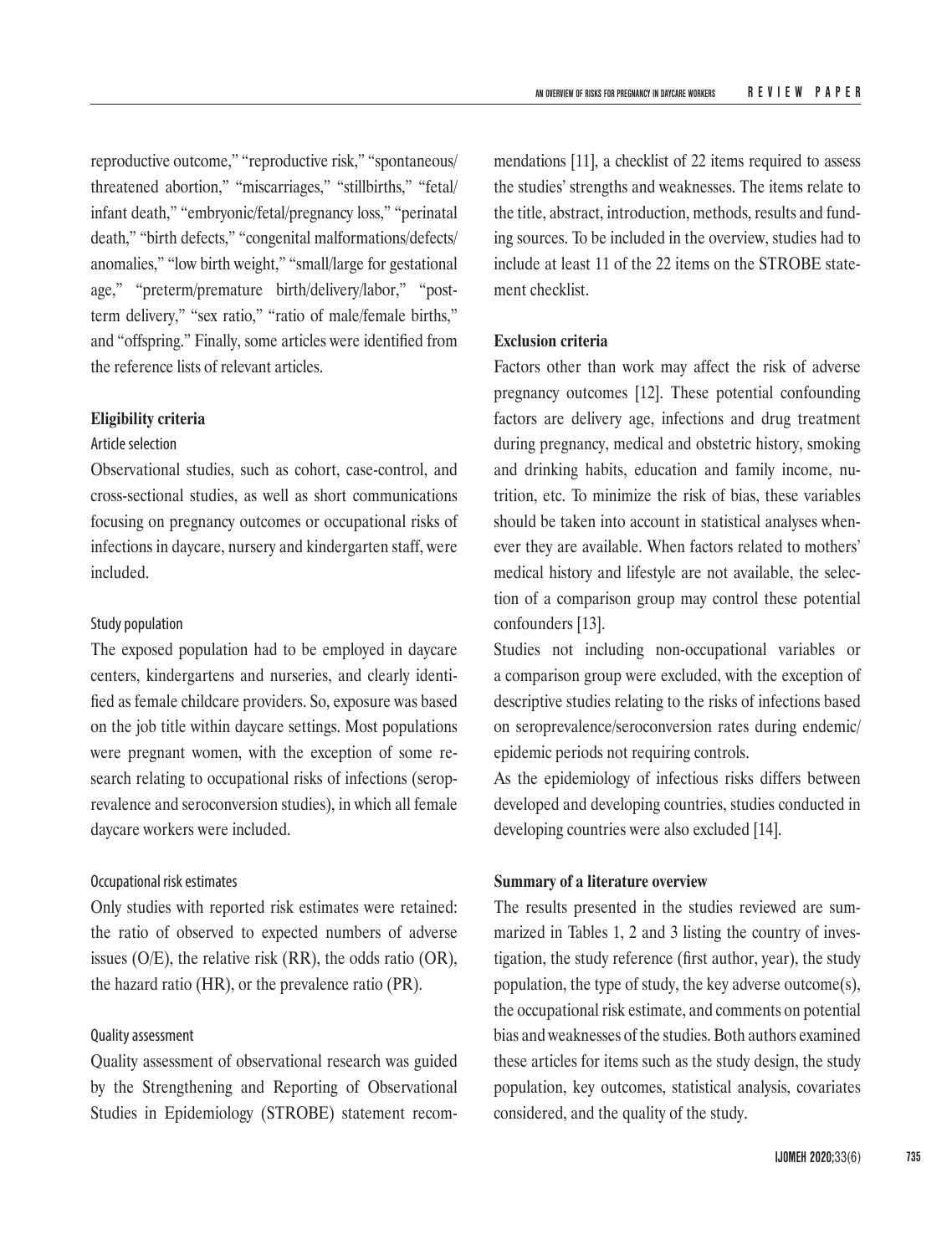reproductive outcome," "reproductive risk," "spontaneous/threatened abortion," "miscarriages," "stillbirths," "fetal/infant death," "embryonic/fetal/pregnancy loss," "perinatal death," "birth defects," "congenital malformations/defects/anomalies," "low birth weight," "small/large for gestational age," "preterm/premature birth/delivery/labor," "post-term delivery," "sex ratio," "ratio of male/female births," and "offspring." Finally, some articles were identified from the reference lists of relevant articles.

### Eligibility criteria

#### Article selection

Observational studies, such as cohort, case-control, and cross-sectional studies, as well as short communications focusing on pregnancy outcomes or occupational risks of infections in daycare, nursery and kindergarten staff, were included.

#### Study population

The exposed population had to be employed in daycare centers, kindergartens and nurseries, and clearly identified as female childcare providers. So, exposure was based on the job title within daycare settings. Most populations were pregnant women, with the exception of some research relating to occupational risks of infections (seroprevalence and seroconversion studies), in which all female daycare workers were included.

#### Occupational risk estimates

Only studies with reported risk estimates were retained: the ratio of observed to expected numbers of adverse issues (O/E), the relative risk (RR), the odds ratio (OR), the hazard ratio (HR), or the prevalence ratio (PR).

#### Quality assessment

Quality assessment of observational research was guided by the Strengthening and Reporting of Observational Studies in Epidemiology (STROBE) statement recommendations [11], a checklist of 22 items required to assess the studies' strengths and weaknesses. The items relate to the title, abstract, introduction, methods, results and funding sources. To be included in the overview, studies had to include at least 11 of the 22 items on the STROBE statement checklist.

### Exclusion criteria

Factors other than work may affect the risk of adverse pregnancy outcomes [12]. These potential confounding factors are delivery age, infections and drug treatment during pregnancy, medical and obstetric history, smoking and drinking habits, education and family income, nutrition, etc. To minimize the risk of bias, these variables should be taken into account in statistical analyses whenever they are available. When factors related to mothers' medical history and lifestyle are not available, the selection of a comparison group may control these potential confounders [13].

Studies not including non-occupational variables or a comparison group were excluded, with the exception of descriptive studies relating to the risks of infections based on seroprevalence/seroconversion rates during endemic/epidemic periods not requiring controls.

As the epidemiology of infectious risks differs between developed and developing countries, studies conducted in developing countries were also excluded [14].

### Summary of a literature overview

The results presented in the studies reviewed are summarized in Tables 1, 2 and 3 listing the country of investigation, the study reference (first author, year), the study population, the type of study, the key adverse outcome(s), the occupational risk estimate, and comments on potential bias and weaknesses of the studies. Both authors examined these articles for items such as the study design, the study population, key outcomes, statistical analysis, covariates considered, and the quality of the study.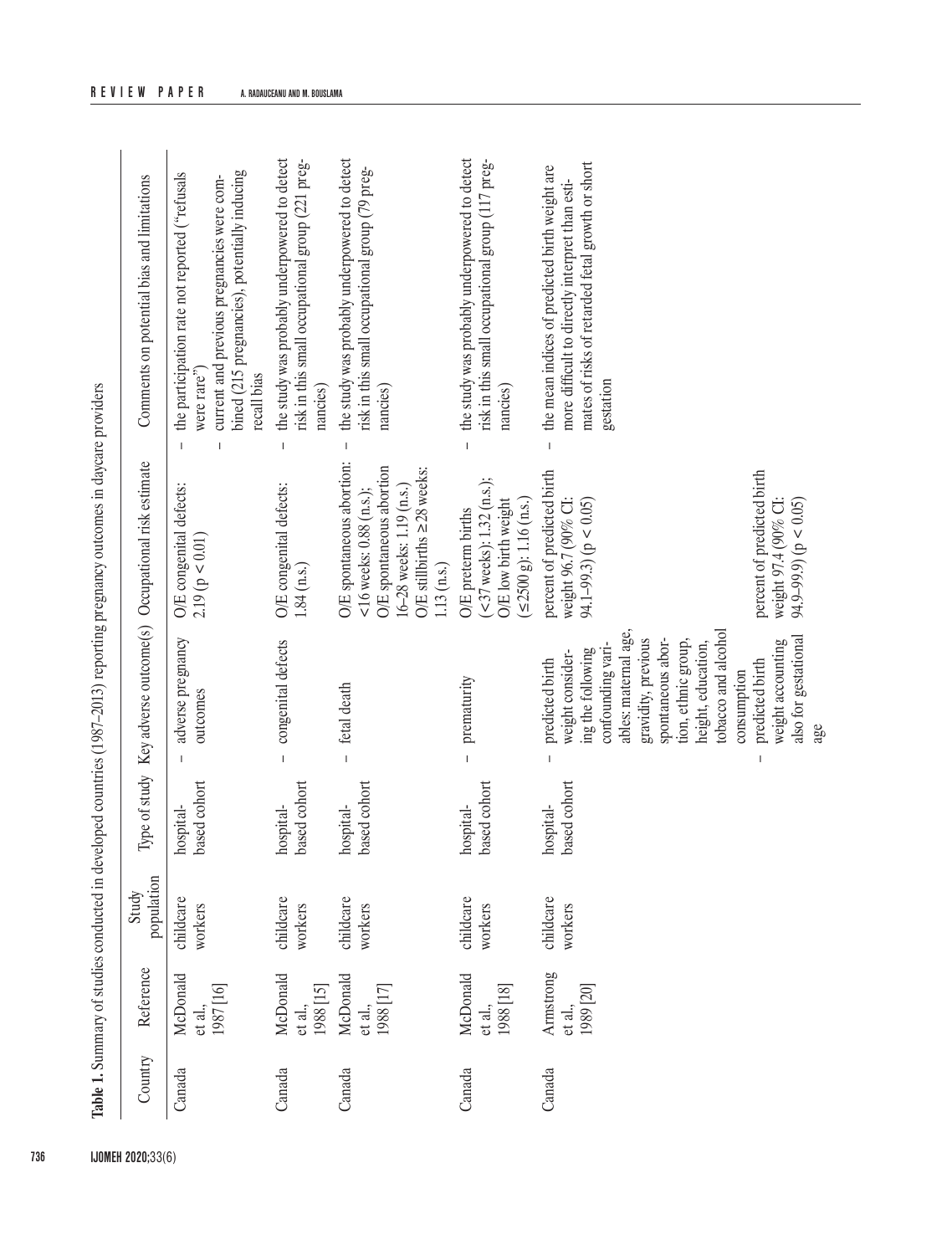**Table 1.** Summary of studies conducted in developed countries (1987–2013) reporting pregnancy outcomes in daycare providers

| Country | Reference | Study population | Type of study | Key adverse outcome(s) | Occupational risk estimate | Comments on potential bias and limitations |
|---|---|---|---|---|---|---|
| Canada | McDonald et al., 1987 [16] | childcare workers | hospital-based cohort | – adverse pregnancy outcomes | O/E congenital defects: 2.19 ($p < 0.01$) | – the participation rate not reported ("refusals were rare")<br>– current and previous pregnancies were combined (215 pregnancies), potentially inducing recall bias |
| Canada | McDonald et al., 1988 [15] | childcare workers | hospital-based cohort | – congenital defects | O/E congenital defects: 1.84 (n.s.) | – the study was probably underpowered to detect risk in this small occupational group (221 pregnancies) |
| Canada | McDonald et al., 1988 [17] | childcare workers | hospital-based cohort | – fetal death | O/E spontaneous abortion: <16 weeks: 0.88 (n.s.); O/E spontaneous abortion 16–28 weeks: 1.19 (n.s.) O/E stillbirths ≥28 weeks: 1.13 (n.s.) | – the study was probably underpowered to detect risk in this small occupational group (79 pregnancies) |
| Canada | McDonald et al., 1988 [18] | childcare workers | hospital-based cohort | – prematurity | O/E preterm births (<37 weeks): 1.32 (n.s.); O/E low birth weight (≤2500 g): 1.16 (n.s.) | – the study was probably underpowered to detect risk in this small occupational group (117 pregnancies) |
| Canada | Armstrong et al., 1989 [20] | childcare workers | hospital-based cohort | – predicted birth weight considering the following confounding variables: maternal age, gravidity, previous spontaneous abortion, ethnic group, height, education, tobacco and alcohol consumption<br>– predicted birth weight accounting also for gestational age | percent of predicted birth weight 96.7 (90% CI: 94.1–99.3) ($p < 0.05$)<br><br>percent of predicted birth weight 97.4 (90% CI: 94.9–99.9) ($p < 0.05$) | – the mean indices of predicted birth weight are more difficult to directly interpret than estimates of risks of retarded fetal growth or short gestation |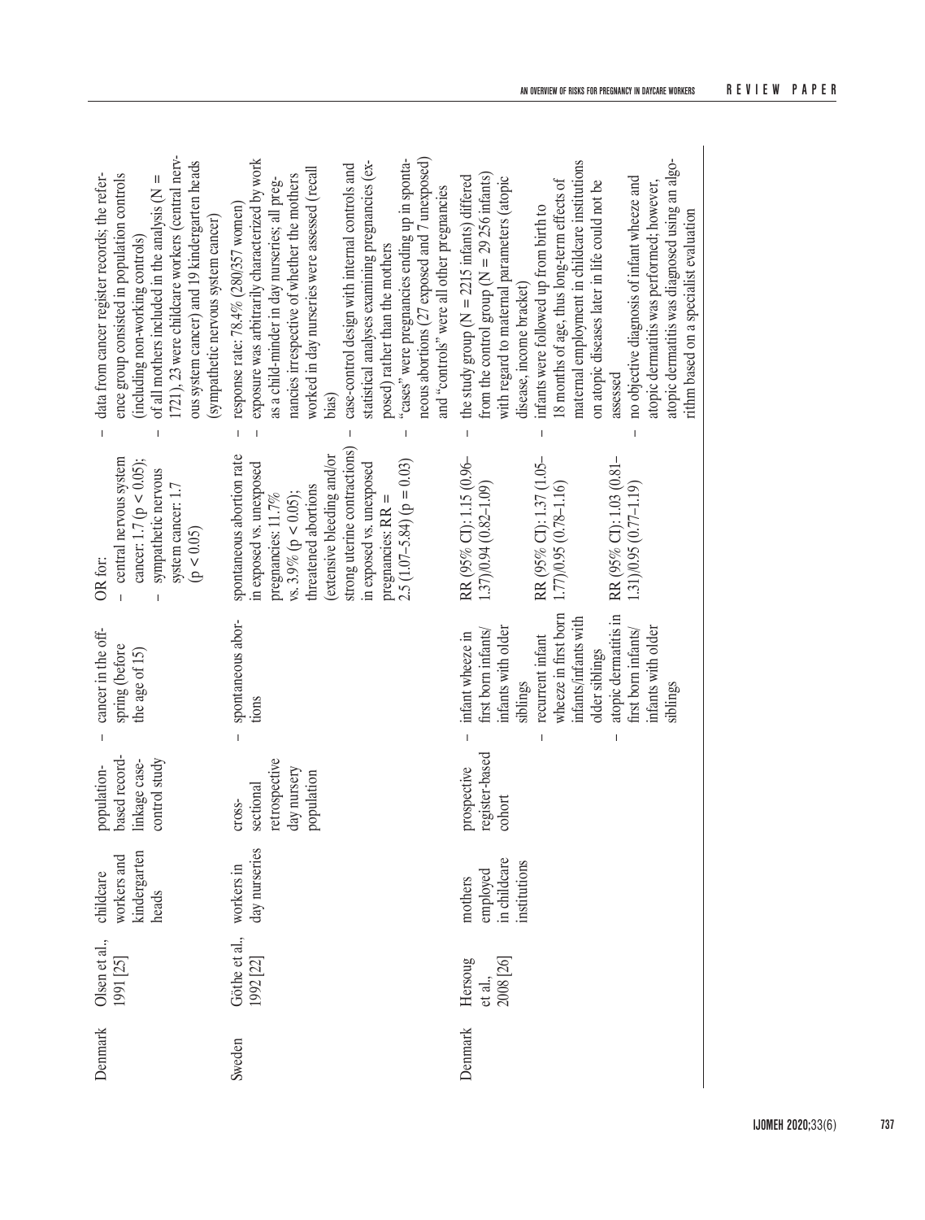| | | | | | | |
|---|---|---|---|---|---|---|
| Denmark | Olsen et al., 1991 [25] | childcare workers and kindergarten heads | population-based record-linkage case-control study | – cancer in the offspring (before the age of 15) | OR for:<br>– central nervous system cancer: 1.7 ($p < 0.05$);<br>– sympathetic nervous system cancer: 1.7 ($p < 0.05$) | – data from cancer register records; the reference group consisted in population controls (including non-working controls)<br>– of all mothers included in the analysis (N = 1721), 23 were childcare workers (central nervous system cancer) and 19 kindergarten heads (sympathetic nervous system cancer) |
| Sweden | Göthe et al., 1992 [22] | workers in day nurseries | cross-sectional retrospective day nursery population | – spontaneous abortions | spontaneous abortion rate in exposed vs. unexposed pregnancies: 11.7% vs. 3.9% ($p < 0.05$);<br>threatened abortions (extensive bleeding and/or strong uterine contractions) in exposed vs. unexposed pregnancies: RR = 2.5 (1.07–5.84) ($p = 0.03$) | – response rate: 78.4% (280/357 women)<br>– exposure was arbitrarily characterized by work as a child-minder in day nurseries; all pregnancies irrespective of whether the mothers worked in day nurseries were assessed (recall bias)<br>– case-control design with internal controls and statistical analyses examining pregnancies (exposed) rather than the mothers<br>– "cases" were pregnancies ending up in spontaneous abortions (27 exposed and 7 unexposed) and "controls" were all other pregnancies |
| Denmark | Hersoug et al., 2008 [26] | mothers employed in childcare institutions | prospective register-based cohort | – infant wheeze in first born infants/infants with older siblings<br>– recurrent infant wheeze in first born infants/infants with older siblings<br>– atopic dermatitis in first born infants/infants with older siblings | RR (95% CI): 1.15 (0.96–1.37)/0.94 (0.82–1.09)<br><br>RR (95% CI): 1.37 (1.05–1.77)/0.95 (0.78–1.16)<br><br>RR (95% CI): 1.03 (0.81–1.31)/0.95 (0.77–1.19) | – the study group (N = 2215 infants) differed from the control group (N = 29 256 infants) with regard to maternal parameters (atopic disease, income bracket)<br>– infants were followed up from birth to 18 months of age, thus long-term effects of maternal employment in childcare institutions on atopic diseases later in life could not be assessed<br>– no objective diagnosis of infant wheeze and atopic dermatitis was performed; however, atopic dermatitis was diagnosed using an algorithm based on a specialist evaluation |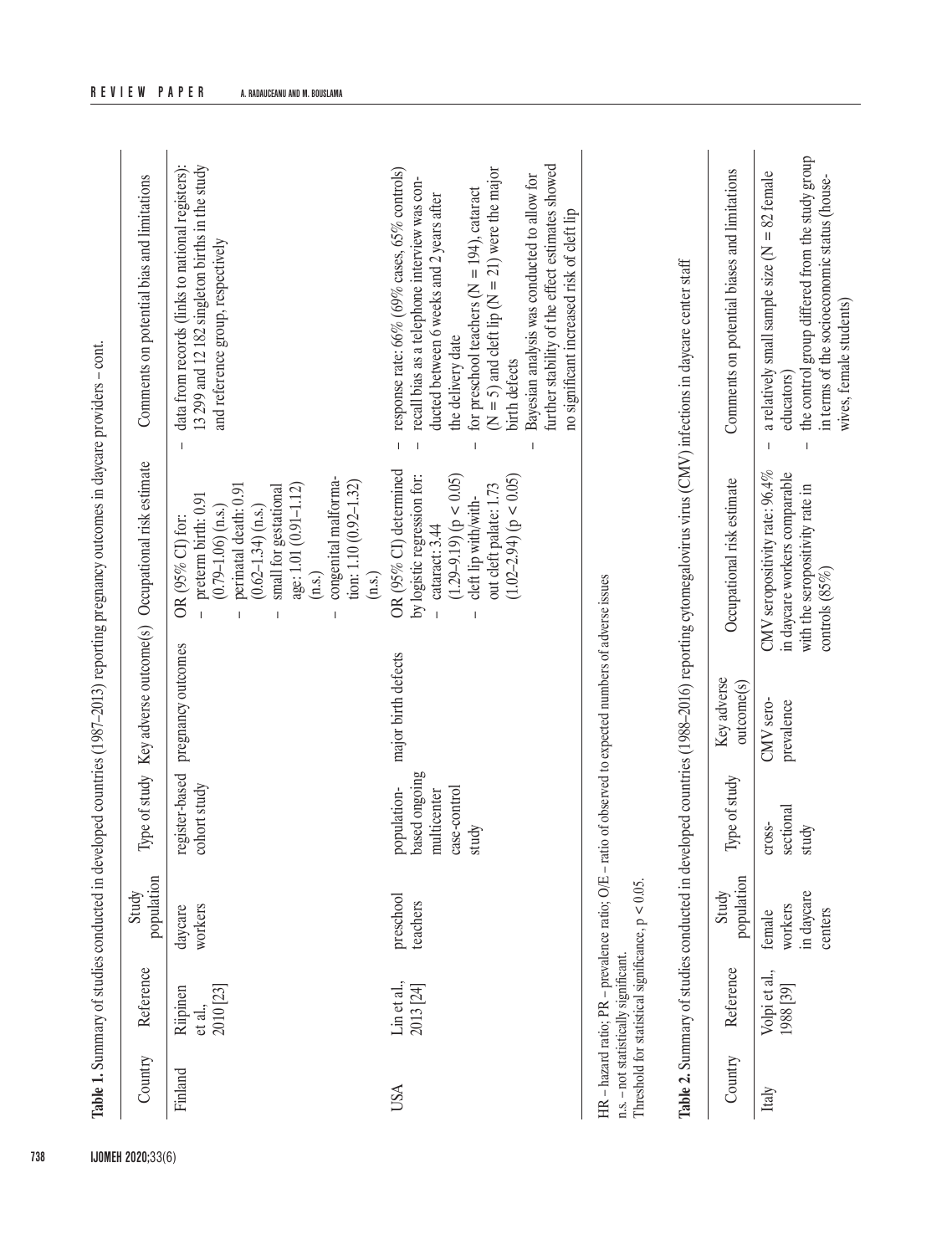**Table 1.** Summary of studies conducted in developed countries (1987–2013) reporting pregnancy outcomes in daycare providers – cont.

| Country | Reference | Study population | Type of study | Key adverse outcome(s) | Occupational risk estimate | Comments on potential bias and limitations |
|---|---|---|---|---|---|---|
| Finland | Riipinen et al., 2010 [23] | daycare workers | register-based cohort study | pregnancy outcomes | OR (95% CI) for:<br>– preterm birth: 0.91 (0.79–1.06) (n.s.)<br>– perinatal death: 0.91 (0.62–1.34) (n.s.)<br>– small for gestational age: 1.01 (0.91–1.12) (n.s.)<br>– congenital malformation: 1.10 (0.92–1.32) (n.s.) | – data from records (links to national registers): 13 299 and 12 182 singleton births in the study and reference group, respectively |
| USA | Lin et al., 2013 [24] | preschool teachers | population-based ongoing multicenter case-control study | major birth defects | OR (95% CI) determined by logistic regression for:<br>– cataract: 3.44 (1.29–9.19) ($p < 0.05$)<br>– cleft lip with/without cleft palate: 1.73 (1.02–2.94) ($p < 0.05$) | – response rate: 66% (69% cases, 65% controls)<br>– recall bias as a telephone interview was conducted between 6 weeks and 2 years after the delivery date<br>– for preschool teachers (N = 194), cataract (N = 5) and cleft lip (N = 21) were the major birth defects<br>– Bayesian analysis was conducted to allow for further stability of the effect estimates showed no significant increased risk of cleft lip |

HR – hazard ratio; PR – prevalence ratio; O/E – ratio of observed to expected numbers of adverse issues
n.s. – not statistically significant.
Threshold for statistical significance, $p < 0.05$.

**Table 2.** Summary of studies conducted in developed countries (1988–2016) reporting cytomegalovirus virus (CMV) infections in daycare center staff

| Country | Reference | Study population | Type of study | Key adverse outcome(s) | Occupational risk estimate | Comments on potential biases and limitations |
|---|---|---|---|---|---|---|
| Italy | Volpi et al., 1988 [39] | female workers in daycare centers | cross-sectional study | CMV seroprevalence | CMV seropositivity rate: 96.4% in daycare workers comparable with the seropositivity rate in controls (85%) | – a relatively small sample size (N = 82 female educators)<br>– the control group differed from the study group in terms of the socioeconomic status (housewives, female students) |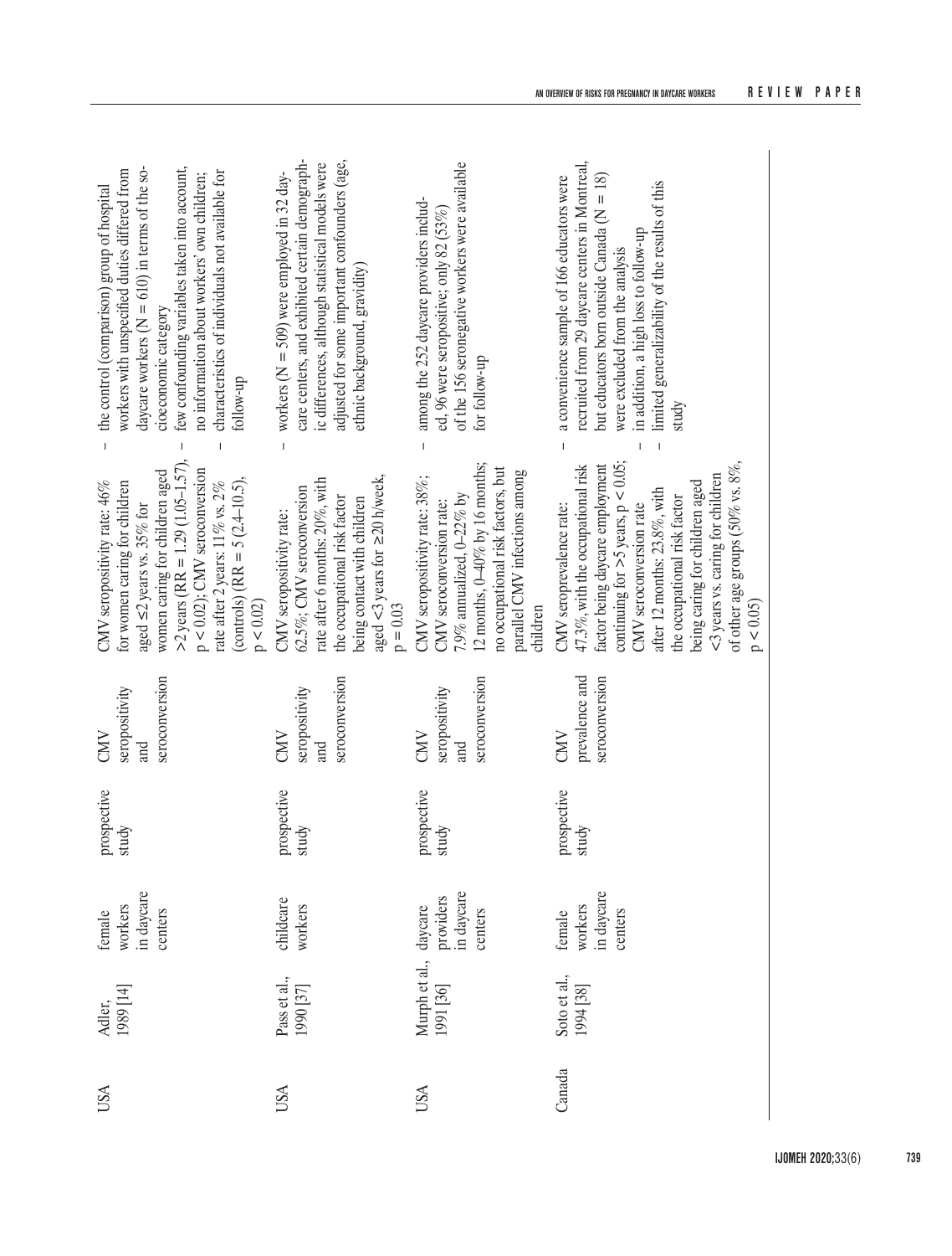| | | | | | | |
|---|---|---|---|---|---|---|
| USA | Adler, 1989 [14] | female workers in daycare centers | prospective study | CMV seropositivity and seroconversion | CMV seropositivity rate: 46% for women caring for children aged ≤2 years vs. 35% for women caring for children aged >2 years (RR = 1.29 (1.05–1.57), p < 0.02); CMV seroconversion rate after 2 years: 11% vs. 2% (controls) (RR = 5 (2.4–10.5), p < 0.02) | – the control (comparison) group of hospital workers with unspecified duties differed from daycare workers (N = 610) in terms of the socioeconomic category<br>– few confounding variables taken into account, no information about workers' own children; characteristics of individuals not available for follow-up |
| USA | Pass et al., 1990 [37] | childcare workers | prospective study | CMV seropositivity and seroconversion | CMV seropositivity rate: 62.5%; CMV seroconversion rate after 6 months: 20%, with the occupational risk factor being contact with children aged <3 years for ≥20 h/week, p = 0.03 | – workers (N = 509) were employed in 32 daycare centers, and exhibited certain demographic differences, although statistical models were adjusted for some important confounders (age, ethnic background, gravidity) |
| USA | Murph et al., 1991 [36] | daycare providers in daycare centers | prospective study | CMV seropositivity and seroconversion | CMV seropositivity rate: 38%; CMV seroconversion rate: 7.9% annualized, 0–22% by 12 months, 0–40% by 16 months; no occupational risk factors, but parallel CMV infections among children | – among the 252 daycare providers included, 96 were seropositive; only 82 (53%) of the 156 seronegative workers were available for follow-up |
| Canada | Soto et al., 1994 [38] | female workers in daycare centers | prospective study | CMV prevalence and seroconversion | CMV seroprevalence rate: 47.3%, with the occupational risk factor being daycare employment continuing for >5 years, p < 0.05; CMV seroconversion rate after 12 months: 23.8%, with the occupational risk factor being caring for children aged <3 years vs. caring for children of other age groups (50% vs. 8%, p < 0.05) | – a convenience sample of 166 educators were recruited from 29 daycare centers in Montreal, but educators born outside Canada (N = 18) were excluded from the analysis<br>– in addition, a high loss to follow-up<br>– limited generalizability of the results of this study |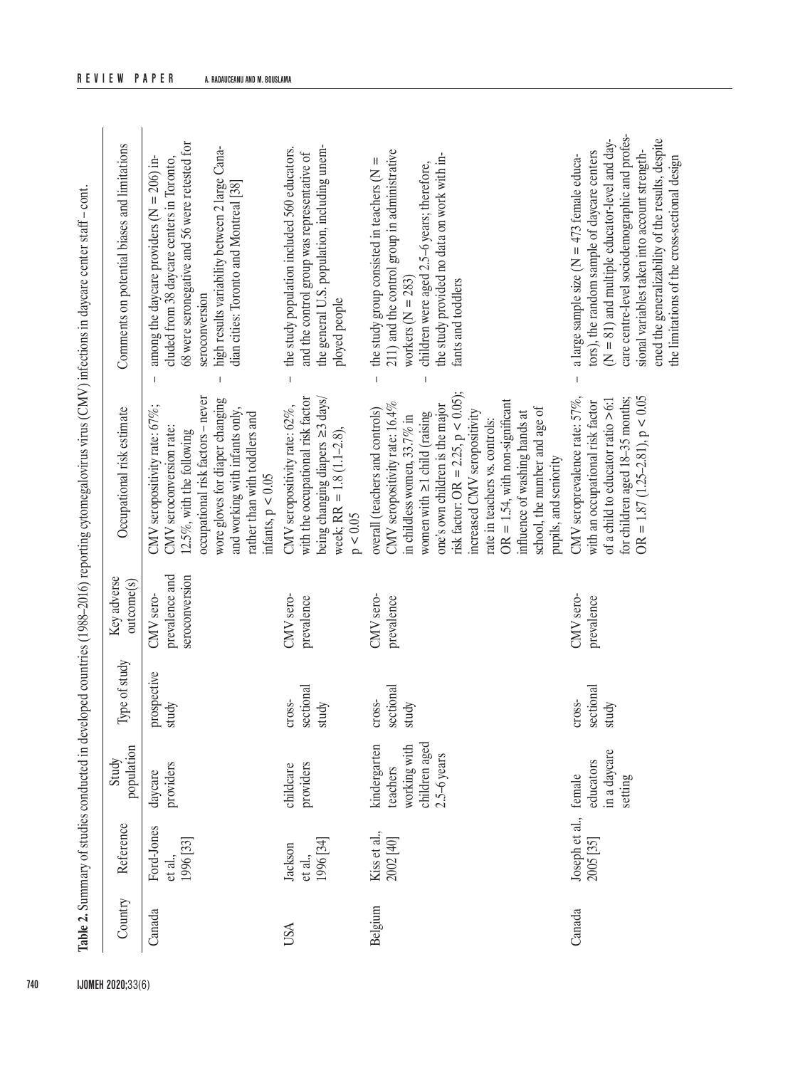**Table 2.** Summary of studies conducted in developed countries (1988–2016) reporting cytomegalovirus virus (CMV) infections in daycare center staff – cont.

| Country | Reference | Study population | Type of study | Key adverse outcome(s) | Occupational risk estimate | Comments on potential biases and limitations |
|---|---|---|---|---|---|---|
| Canada | Ford-Jones et al., 1996 [33] | daycare providers | prospective study | CMV seroprevalence and seroconversion | CMV seropositivity rate: 67%; CMV seroconversion rate: 12.5%, with the following occupational risk factors – never wore gloves for diaper changing and working with infants only, rather than with toddlers and infants, $p < 0.05$ | – among the daycare providers (N = 206) included from 38 daycare centers in Toronto, 68 were seronegative and 56 were retested for seroconversion<br>– high results variability between 2 large Canadian cities: Toronto and Montreal [38] |
| USA | Jackson et al., 1996 [34] | childcare providers | cross-sectional study | CMV seroprevalence | CMV seropositivity rate: 62%, with the occupational risk factor being changing diapers ≥3 days/week; RR = 1.8 (1.1–2.8), $p < 0.05$ | – the study population included 560 educators, and the control group was representative of the general U.S. population, including unemployed people |
| Belgium | Kiss et al., 2002 [40] | kindergarten teachers working with children aged 2.5–6 years | cross-sectional study | CMV seroprevalence | overall (teachers and controls) CMV seropositivity rate: 16.4% in childless women, 33.7% in women with ≥1 child (raising one's own children is the major risk factor: OR = 2.25, $p < 0.05$); increased CMV seropositivity rate in teachers vs. controls: OR = 1.54, with non-significant influence of washing hands at school, the number and age of pupils, and seniority | – the study group consisted in teachers (N = 211) and the control group in administrative workers (N = 283)<br>– children were aged 2.5–6 years; therefore, the study provided no data on work with infants and toddlers |
| Canada | Joseph et al., 2005 [35] | female educators in a daycare setting | cross-sectional study | CMV seroprevalence | CMV seroprevalence rate: 57%, with an occupational risk factor of a child to educator ratio >6:1 for children aged 18–35 months; OR = 1.87 (1.25–2.81), $p < 0.05$ | – a large sample size (N = 473 female educators), the random sample of daycare centers (N = 81) and multiple educator-level and daycare centre-level sociodemographic and professional variables taken into account strengthened the generalizability of the results, despite the limitations of the cross-sectional design |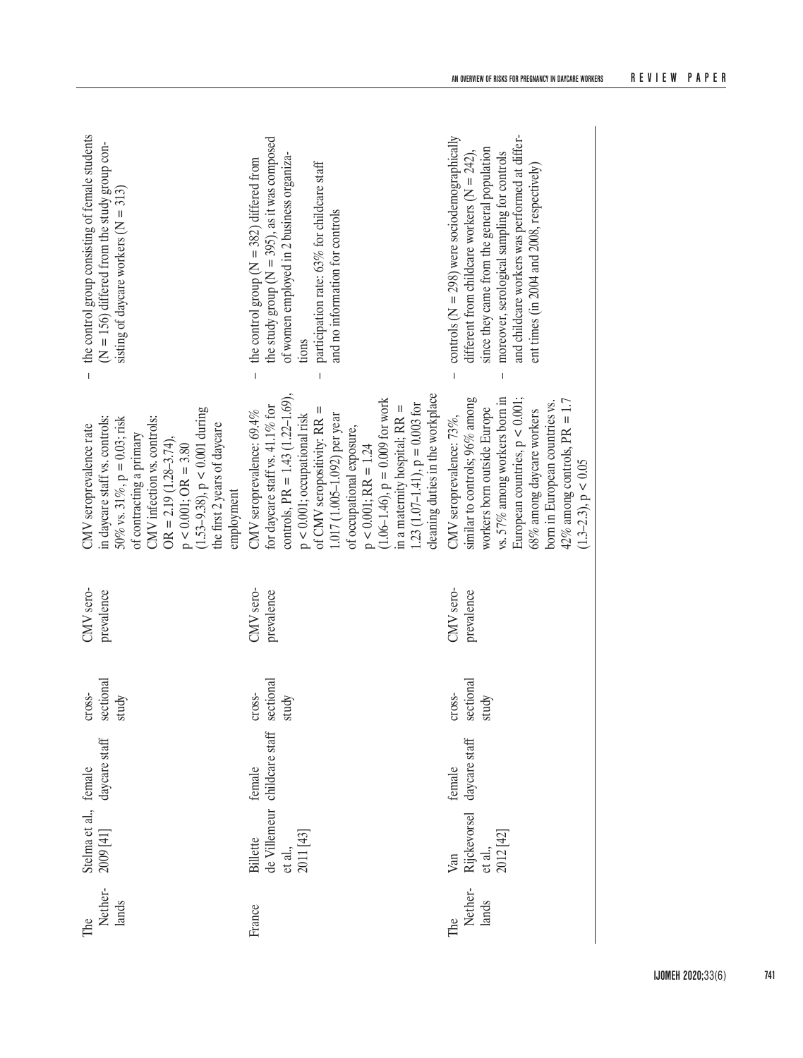| | | | | | | |
|---|---|---|---|---|---|---|
| The Netherlands | Stelma et al., 2009 [41] | female daycare staff | cross-sectional study | CMV seroprevalence | CMV seroprevalence rate in daycare staff vs. controls: 50% vs. 31%, $p = 0.03$; risk of contracting a primary CMV infection vs. controls: $OR = 2.19$ (1.28–3.74), $p < 0.001$; $OR = 3.80$ (1.53–9.38), $p < 0.001$ during the first 2 years of daycare employment | – the control group consisting of female students ($N = 156$) differed from the study group consisting of daycare workers ($N = 313$) |
| France | Billette de Villemeur et al., 2011 [43] | female childcare staff | cross-sectional study | CMV seroprevalence | CMV seroprevalence: 69.4% for daycare staff vs. 41.1% for controls, $PR = 1.43$ (1.22–1.69), $p < 0.001$; occupational risk of CMV seropositivity: $RR = 1.017$ (1.005–1.092) per year of occupational exposure, $p < 0.001$; $RR = 1.24$ (1.06–1.46), $p = 0.009$ for work in a maternity hospital; $RR = 1.23$ (1.07–1.41), $p = 0.003$ for cleaning duties in the workplace | – the control group ($N = 382$) differed from the study group ($N = 395$), as it was composed of women employed in 2 business organizations<br>– participation rate: 63% for childcare staff and no information for controls |
| The Netherlands | Van Rijckevorsel et al., 2012 [42] | female daycare staff | cross-sectional study | CMV seroprevalence | CMV seroprevalence: 73%, similar to controls; 96% among workers born outside Europe vs. 57% among workers born in European countries, $p < 0.001$; 68% among daycare workers born in European countries vs. 42% among controls, $PR = 1.7$ (1.3–2.3), $p < 0.05$ | – controls ($N = 298$) were sociodemographically different from childcare workers ($N = 242$), since they came from the general population<br>– moreover, serological sampling for controls and childcare workers was performed at different times (in 2004 and 2008, respectively) |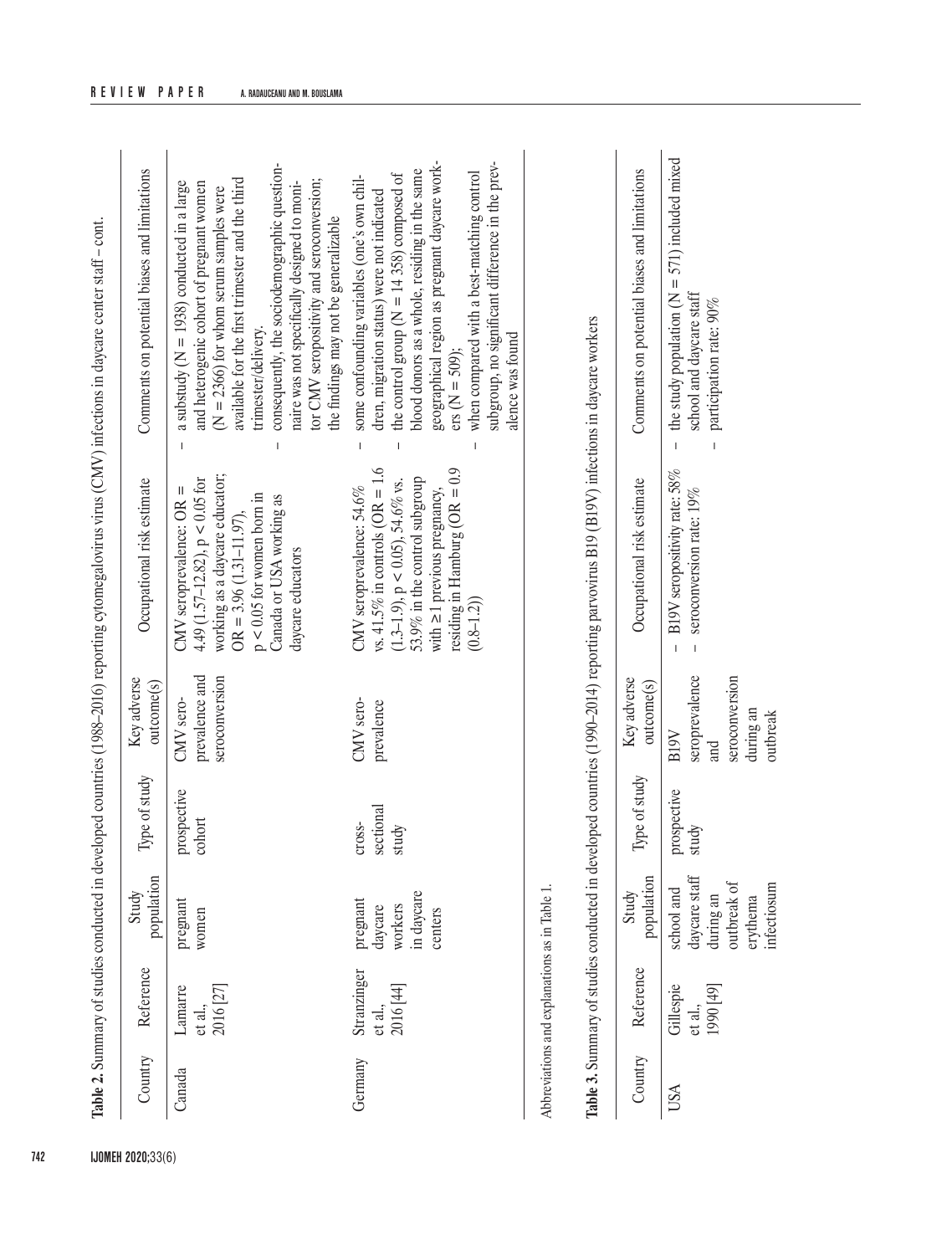**Table 2.** Summary of studies conducted in developed countries (1988–2016) reporting cytomegalovirus virus (CMV) infections in daycare center staff – cont.

| Country | Reference | Study population | Type of study | Key adverse outcome(s) | Occupational risk estimate | Comments on potential biases and limitations |
|---|---|---|---|---|---|---|
| Canada | Lamarre et al., 2016 [27] | pregnant women | prospective cohort | CMV seroprevalence and seroconversion | CMV seroprevalence: OR = 4.49 (1.57–12.82), p < 0.05 for working as a daycare educator; OR = 3.96 (1.31–11.97), p < 0.05 for women born in Canada or USA working as daycare educators | – a substudy (N = 1938) conducted in a large and heterogenic cohort of pregnant women (N = 2366) for whom serum samples were available for the first trimester and the third trimester/delivery.<br>– consequently, the sociodemographic questionnaire was not specifically designed to monitor CMV seropositivity and seroconversion; the findings may not be generalizable |
| Germany | Stranzinger et al., 2016 [44] | pregnant daycare workers in daycare centers | cross-sectional study | CMV seroprevalence | CMV seroprevalence: 54.6% vs. 41.5% in controls (OR = 1.6 (1.3–1.9), p < 0.05), 54.6% vs. 53.9% in the control subgroup with ≥1 previous pregnancy, residing in Hamburg (OR = 0.9 (0.8–1.2)) | – some confounding variables (one's own children, migration status) were not indicated<br>– the control group (N = 14 358) composed of blood donors as a whole, residing in the same geographical region as pregnant daycare workers (N = 509);<br>– when compared with a best-matching control subgroup, no significant difference in the prevalence was found |

Abbreviations and explanations as in Table 1.

**Table 3.** Summary of studies conducted in developed countries (1990–2014) reporting parvovirus B19 (B19V) infections in daycare workers

| Country | Reference | Study population | Type of study | Key adverse outcome(s) | Occupational risk estimate | Comments on potential biases and limitations |
|---|---|---|---|---|---|---|
| USA | Gillespie et al., 1990 [49] | school and daycare staff during an outbreak of erythema infectiosum | prospective study | B19V seroprevalence and seroconversion during an outbreak | – B19V seropositivity rate: 58%<br>– seroconversion rate: 19% | – the study population (N = 571) included mixed school and daycare staff<br>– participation rate: 90% |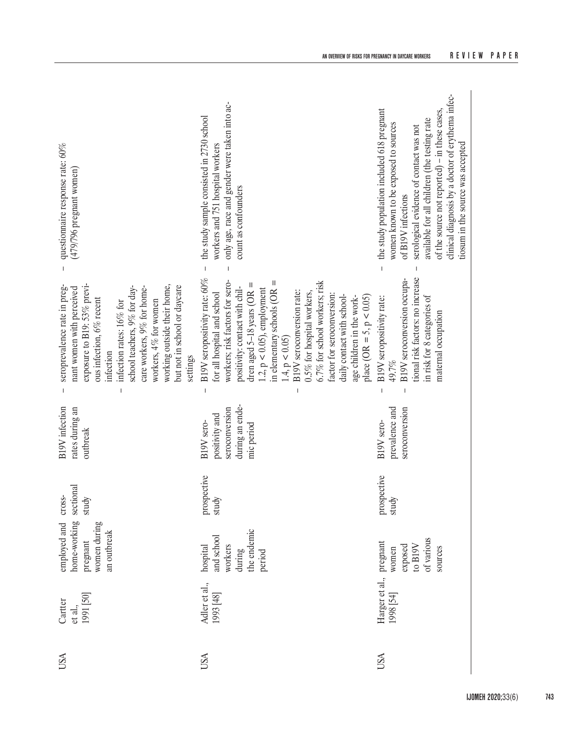| | | | | | | |
|---|---|---|---|---|---|---|
| USA | Cartter et al., 1991 [50] | employed and home-working pregnant women during an outbreak | cross-sectional study | B19V infection rates during an outbreak | – seroprevalence rate in pregnant women with perceived exposure to B19: 53% previous infection, 6% recent infection<br>– infection rates: 16% for school teachers, 9% for daycare workers, 9% for home-workers, 4% for women working outside their home, but not in school or daycare settings | – questionnaire response rate: 60% (479/796 pregnant women) |
| USA | Adler et al., 1993 [48] | hospital and school workers during the endemic period | prospective study | B19V seropositivity and seroconversion during an endemic period | – B19V seropositivity rate: 60% for all hospital and school workers; risk factors for seropositivity: contact with children aged 5–18 years (OR = 1.2, p < 0.05), employment in elementary schools (OR = 1.4, p < 0.05)<br>– B19V seroconversion rate: 0.5% for hospital workers, 6.7% for school workers; risk factor for seroconversion: daily contact with school-age children in the workplace (OR = 5, p < 0.05) | – the study sample consisted in 2730 school workers and 751 hospital workers<br>– only age, race and gender were taken into account as confounders |
| USA | Harger et al., 1998 [54] | pregnant women exposed to B19V of various sources | prospective study | B19V seroprevalence and seroconversion | – B19V seropositivity rate: 49.7%<br>– B19V seroconversion occupational risk factors: no increase in risk for 8 categories of maternal occupation | – the study population included 618 pregnant women known to be exposed to sources of B19V infections<br>– serological evidence of contact was not available for all children (the testing rate of the source not reported) – in these cases, clinical diagnosis by a doctor of erythema infectiosum in the source was accepted |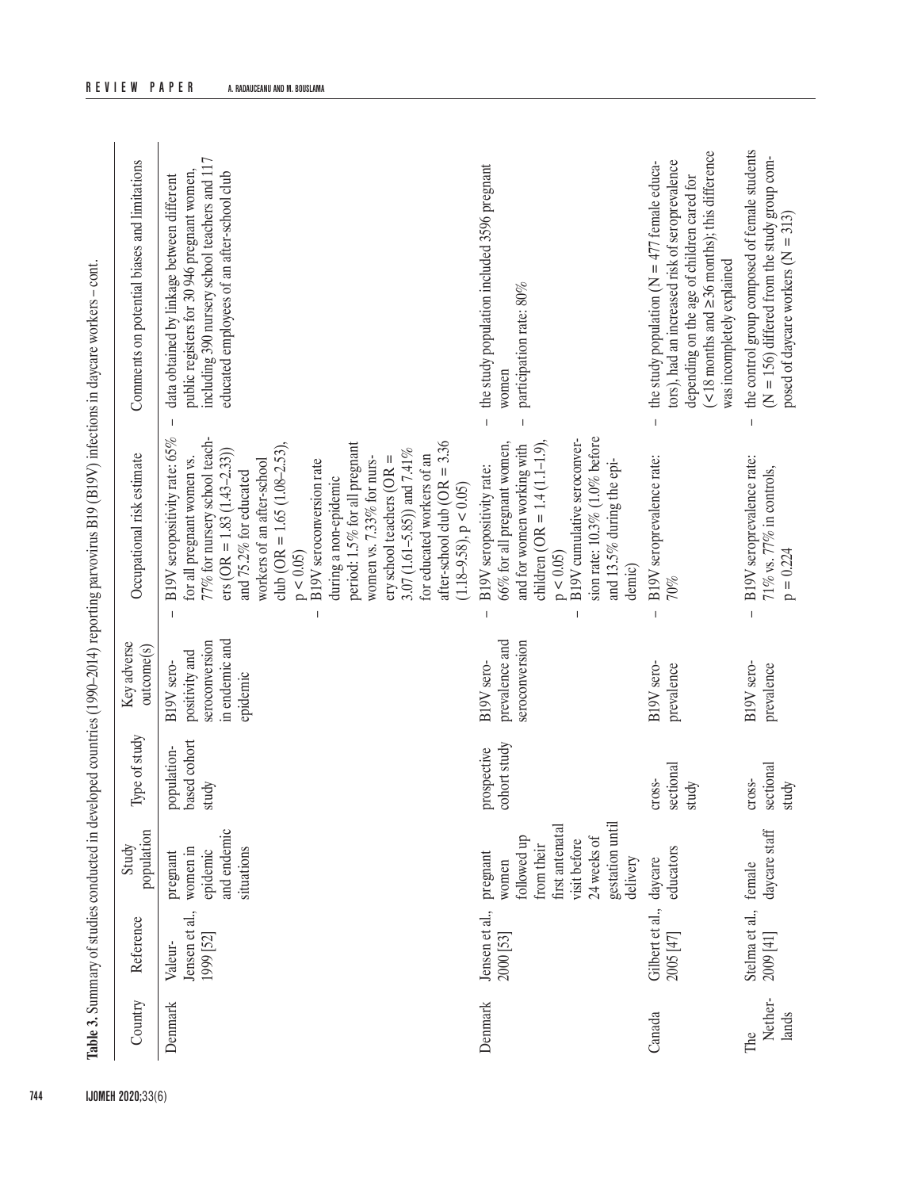**Table 3.** Summary of studies conducted in developed countries (1990–2014) reporting parvovirus B19 (B19V) infections in daycare workers – cont.

| Country | Reference | Study population | Type of study | Key adverse outcome(s) | Occupational risk estimate | Comments on potential biases and limitations |
|---|---|---|---|---|---|---|
| Denmark | Valeur-Jensen et al., 1999 [52] | pregnant women in epidemic and endemic situations | population-based cohort study | B19V seropositivity and seroconversion in endemic and epidemic | – B19V seropositivity rate: 65% for all pregnant women vs. 77% for nursery school teachers (OR = 1.83 (1.43–2.33)) and 75.2% for educated workers of an after-school club (OR = 1.65 (1.08–2.53), $p < 0.05$)<br>– B19V seroconversion rate during a non-epidemic period: 1.5% for all pregnant women vs. 7.33% for nursery school teachers (OR = 3.07 (1.61–5.85)) and 7.41% for educated workers of an after-school club (OR = 3.36 (1.18–9.58), $p < 0.05$) | – data obtained by linkage between different public registers for 30 946 pregnant women, including 390 nursery school teachers and 117 educated employees of an after-school club |
| Denmark | Jensen et al., 2000 [53] | pregnant women followed up from their first antenatal visit before 24 weeks of gestation until delivery | prospective cohort study | B19V seroprevalence and seroconversion | – B19V seropositivity rate: 66% for all pregnant women, and for women working with children (OR = 1.4 (1.1–1.9), $p < 0.05$)<br>– B19V cumulative seroconversion rate: 10.3% (1.0% before and 13.5% during the epidemic) | – the study population included 3596 pregnant women<br>– participation rate: 80% |
| Canada | Gilbert et al., 2005 [47] | daycare educators | cross-sectional study | B19V seroprevalence | – B19V seroprevalence rate: 70% | – the study population (N = 477 female educators), had an increased risk of seroprevalence depending on the age of children cared for (<18 months and ≥36 months); this difference was incompletely explained |
| The Netherlands | Stelma et al., 2009 [41] | female daycare staff | cross-sectional study | B19V seroprevalence | – B19V seroprevalence rate: 71% vs. 77% in controls, $p = 0.224$ | – the control group composed of female students (N = 156) differed from the study group composed of daycare workers (N = 313) |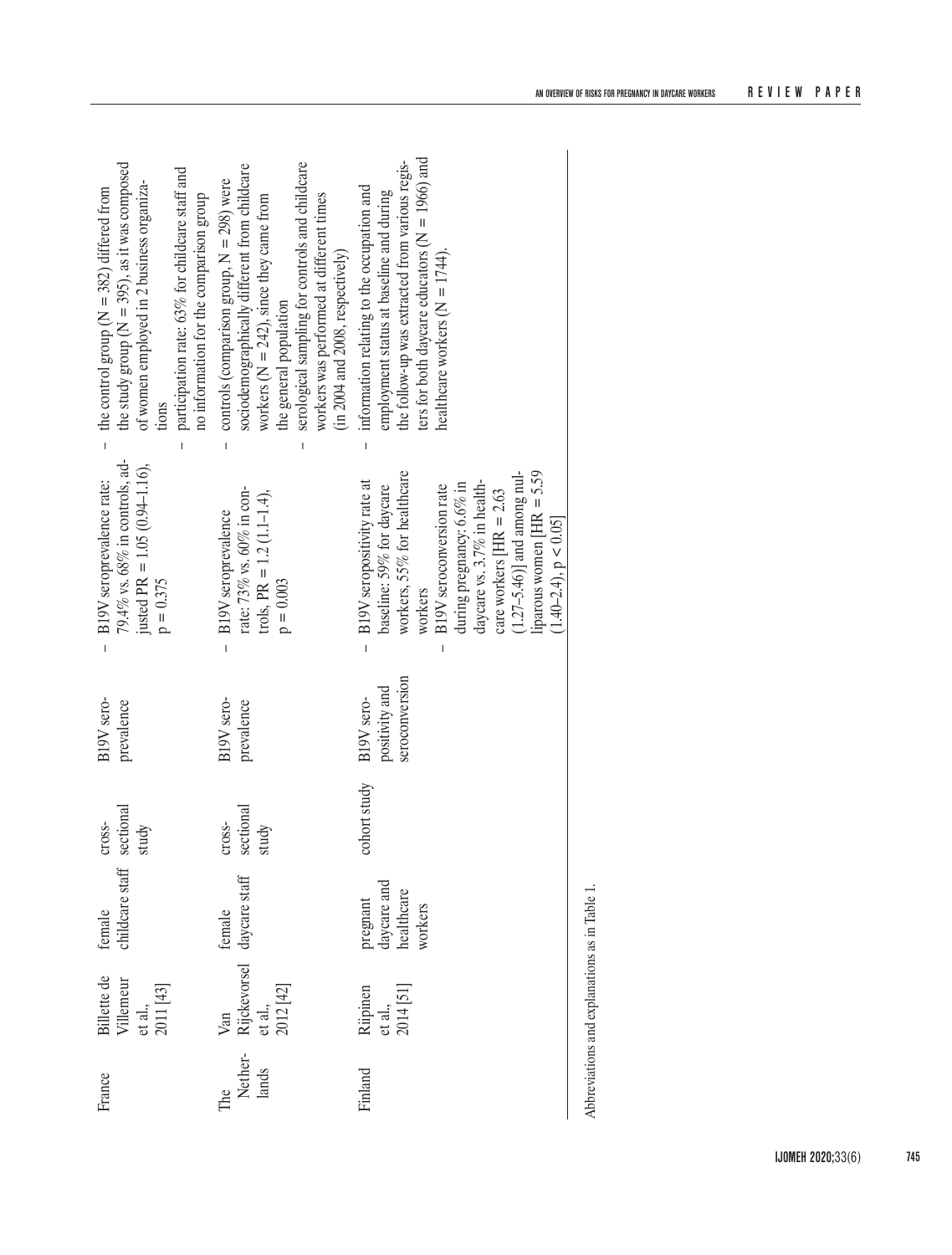| Country | Author | Population | Study design | Outcome | Results | Limitations |
|---|---|---|---|---|---|---|
| France | Billette de Villemeur et al., 2011 [43] | female childcare staff | cross-sectional study | B19V seroprevalence | – B19V seroprevalence rate: 79.4% vs. 68% in controls, adjusted PR = 1.05 (0.94–1.16), $p = 0.375$ | – the control group (N = 382) differed from the study group (N = 395), as it was composed of women employed in 2 business organizations<br>– participation rate: 63% for childcare staff and no information for the comparison group |
| The Netherlands | Van Rijckevorsel et al., 2012 [42] | female daycare staff | cross-sectional study | B19V seroprevalence | – B19V seroprevalence rate: 73% vs. 60% in controls, PR = 1.2 (1.1–1.4), $p = 0.003$ | – controls (comparison group, N = 298) were sociodemographically different from childcare workers (N = 242), since they came from the general population<br>– serological sampling for controls and childcare workers was performed at different times (in 2004 and 2008, respectively) |
| Finland | Riipinen et al., 2014 [51] | pregnant daycare and healthcare workers | cohort study | B19V seropositivity and seroconversion | – B19V seropositivity rate at baseline: 59% for daycare workers, 55% for healthcare workers<br>– B19V seroconversion rate during pregnancy: 6.6% in daycare vs. 3.7% in healthcare workers [HR = 2.63 (1.27–5.46)] and among nulliparous women [HR = 5.59 (1.40–2.4), $p < 0.05$] | – information relating to the occupation and employment status at baseline and during the follow-up was extracted from various registers for both daycare educators (N = 1966) and healthcare workers (N = 1744). |

Abbreviations and explanations as in Table 1.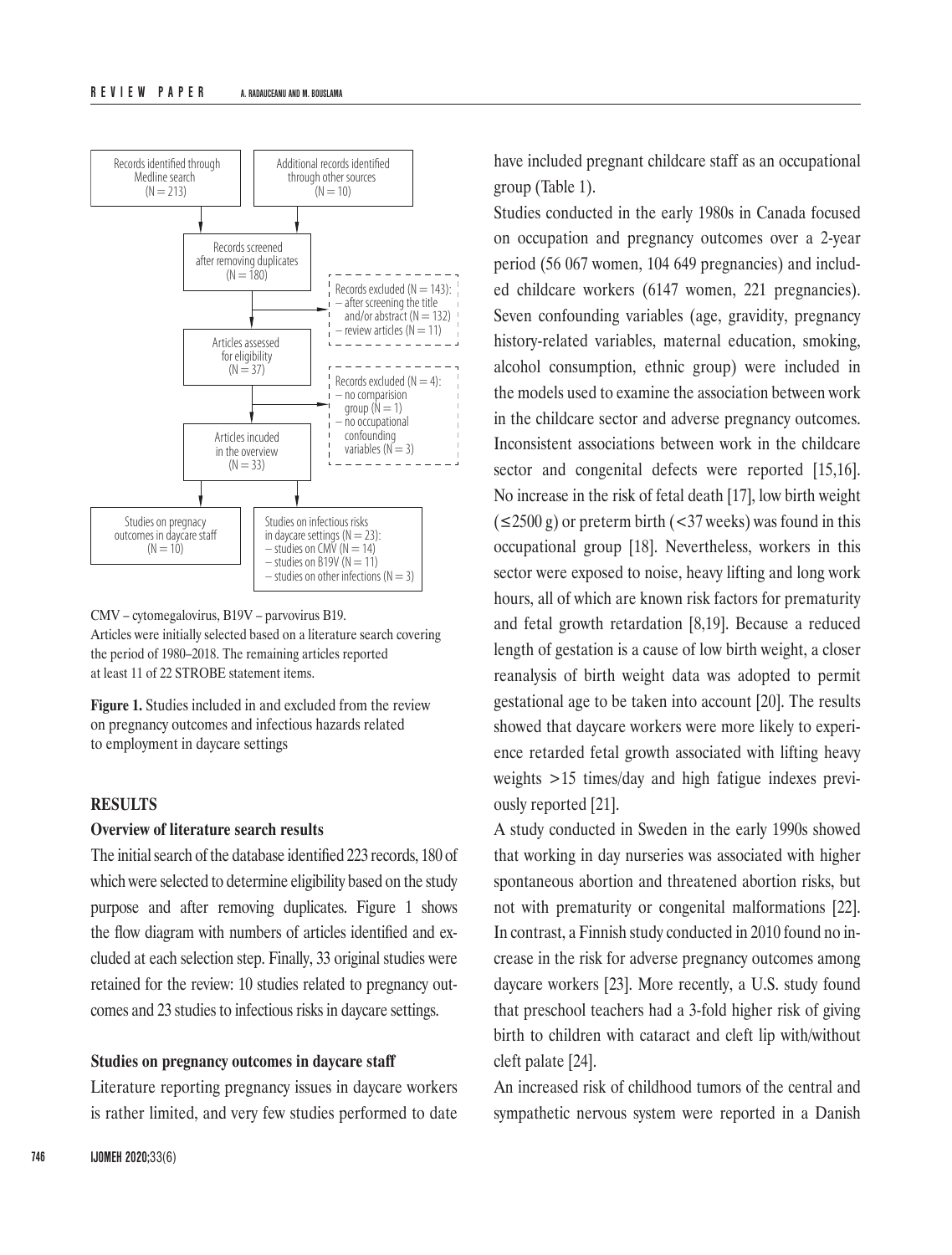Records identified through Medline search (N = 213)

Additional records identified through other sources (N = 10)

Records screened after removing duplicates (N = 180)

Records excluded (N = 143):
– after screening the title and/or abstract (N = 132)
– review articles (N = 11)

Articles assessed for eligibility (N = 37)

Records excluded (N = 4):
– no comparision group (N = 1)
– no occupational confounding variables (N = 3)

Articles incuded in the overview (N = 33)

Studies on pregnacy outcomes in daycare staff (N = 10)

Studies on infectious risks in daycare settings (N = 23):
– studies on CMV (N = 14)
– studies on B19V (N = 11)
– studies on other infections (N = 3)

CMV – cytomegalovirus, B19V – parvovirus B19.
Articles were initially selected based on a literature search covering the period of 1980–2018. The remaining articles reported at least 11 of 22 STROBE statement items.

**Figure 1.** Studies included in and excluded from the review on pregnancy outcomes and infectious hazards related to employment in daycare settings

## RESULTS

### Overview of literature search results

The initial search of the database identified 223 records, 180 of which were selected to determine eligibility based on the study purpose and after removing duplicates. Figure 1 shows the flow diagram with numbers of articles identified and excluded at each selection step. Finally, 33 original studies were retained for the review: 10 studies related to pregnancy outcomes and 23 studies to infectious risks in daycare settings.

### Studies on pregnancy outcomes in daycare staff

Literature reporting pregnancy issues in daycare workers is rather limited, and very few studies performed to date have included pregnant childcare staff as an occupational group (Table 1).

Studies conducted in the early 1980s in Canada focused on occupation and pregnancy outcomes over a 2-year period (56 067 women, 104 649 pregnancies) and included childcare workers (6147 women, 221 pregnancies). Seven confounding variables (age, gravidity, pregnancy history-related variables, maternal education, smoking, alcohol consumption, ethnic group) were included in the models used to examine the association between work in the childcare sector and adverse pregnancy outcomes. Inconsistent associations between work in the childcare sector and congenital defects were reported [15,16]. No increase in the risk of fetal death [17], low birth weight (≤2500 g) or preterm birth (<37 weeks) was found in this occupational group [18]. Nevertheless, workers in this sector were exposed to noise, heavy lifting and long work hours, all of which are known risk factors for prematurity and fetal growth retardation [8,19]. Because a reduced length of gestation is a cause of low birth weight, a closer reanalysis of birth weight data was adopted to permit gestational age to be taken into account [20]. The results showed that daycare workers were more likely to experience retarded fetal growth associated with lifting heavy weights >15 times/day and high fatigue indexes previously reported [21].

A study conducted in Sweden in the early 1990s showed that working in day nurseries was associated with higher spontaneous abortion and threatened abortion risks, but not with prematurity or congenital malformations [22]. In contrast, a Finnish study conducted in 2010 found no increase in the risk for adverse pregnancy outcomes among daycare workers [23]. More recently, a U.S. study found that preschool teachers had a 3-fold higher risk of giving birth to children with cataract and cleft lip with/without cleft palate [24].

An increased risk of childhood tumors of the central and sympathetic nervous system were reported in a Danish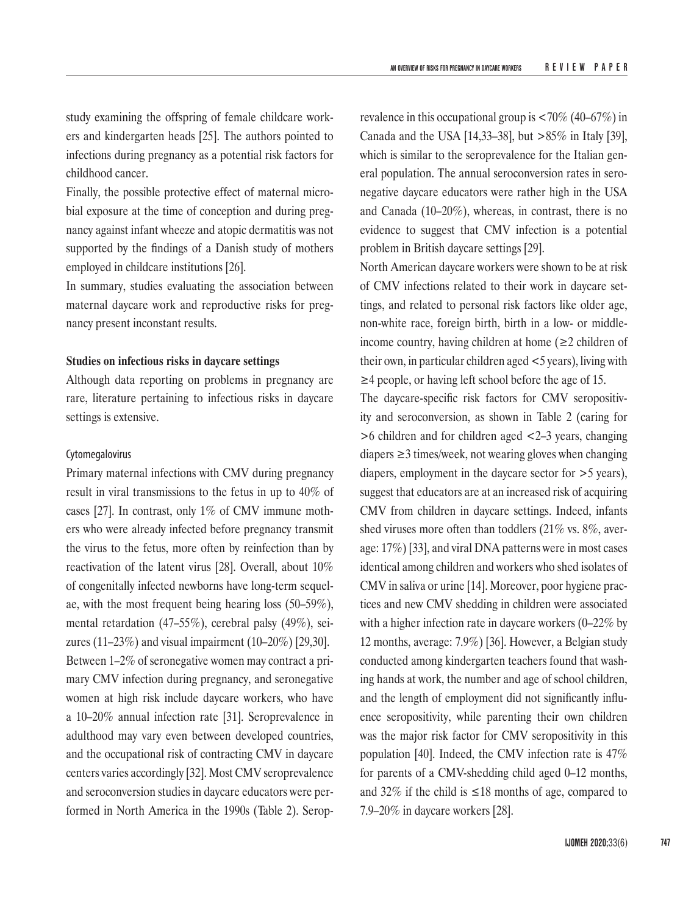study examining the offspring of female childcare workers and kindergarten heads [25]. The authors pointed to infections during pregnancy as a potential risk factors for childhood cancer.

Finally, the possible protective effect of maternal microbial exposure at the time of conception and during pregnancy against infant wheeze and atopic dermatitis was not supported by the findings of a Danish study of mothers employed in childcare institutions [26].

In summary, studies evaluating the association between maternal daycare work and reproductive risks for pregnancy present inconstant results.

### Studies on infectious risks in daycare settings

Although data reporting on problems in pregnancy are rare, literature pertaining to infectious risks in daycare settings is extensive.

#### Cytomegalovirus

Primary maternal infections with CMV during pregnancy result in viral transmissions to the fetus in up to 40% of cases [27]. In contrast, only 1% of CMV immune mothers who were already infected before pregnancy transmit the virus to the fetus, more often by reinfection than by reactivation of the latent virus [28]. Overall, about 10% of congenitally infected newborns have long-term sequelae, with the most frequent being hearing loss (50–59%), mental retardation (47–55%), cerebral palsy (49%), seizures (11–23%) and visual impairment (10–20%) [29,30].

Between 1–2% of seronegative women may contract a primary CMV infection during pregnancy, and seronegative women at high risk include daycare workers, who have a 10–20% annual infection rate [31]. Seroprevalence in adulthood may vary even between developed countries, and the occupational risk of contracting CMV in daycare centers varies accordingly [32]. Most CMV seroprevalence and seroconversion studies in daycare educators were performed in North America in the 1990s (Table 2). Seroprevalence in this occupational group is <70% (40–67%) in Canada and the USA [14,33–38], but >85% in Italy [39], which is similar to the seroprevalence for the Italian general population. The annual seroconversion rates in seronegative daycare educators were rather high in the USA and Canada (10–20%), whereas, in contrast, there is no evidence to suggest that CMV infection is a potential problem in British daycare settings [29].

North American daycare workers were shown to be at risk of CMV infections related to their work in daycare settings, and related to personal risk factors like older age, non-white race, foreign birth, birth in a low- or middle-income country, having children at home (≥2 children of their own, in particular children aged <5 years), living with ≥4 people, or having left school before the age of 15.

The daycare-specific risk factors for CMV seropositivity and seroconversion, as shown in Table 2 (caring for >6 children and for children aged <2–3 years, changing diapers ≥3 times/week, not wearing gloves when changing diapers, employment in the daycare sector for >5 years), suggest that educators are at an increased risk of acquiring CMV from children in daycare settings. Indeed, infants shed viruses more often than toddlers (21% vs. 8%, average: 17%) [33], and viral DNA patterns were in most cases identical among children and workers who shed isolates of CMV in saliva or urine [14]. Moreover, poor hygiene practices and new CMV shedding in children were associated with a higher infection rate in daycare workers (0–22% by 12 months, average: 7.9%) [36]. However, a Belgian study conducted among kindergarten teachers found that washing hands at work, the number and age of school children, and the length of employment did not significantly influence seropositivity, while parenting their own children was the major risk factor for CMV seropositivity in this population [40]. Indeed, the CMV infection rate is 47% for parents of a CMV-shedding child aged 0–12 months, and 32% if the child is ≤18 months of age, compared to 7.9–20% in daycare workers [28].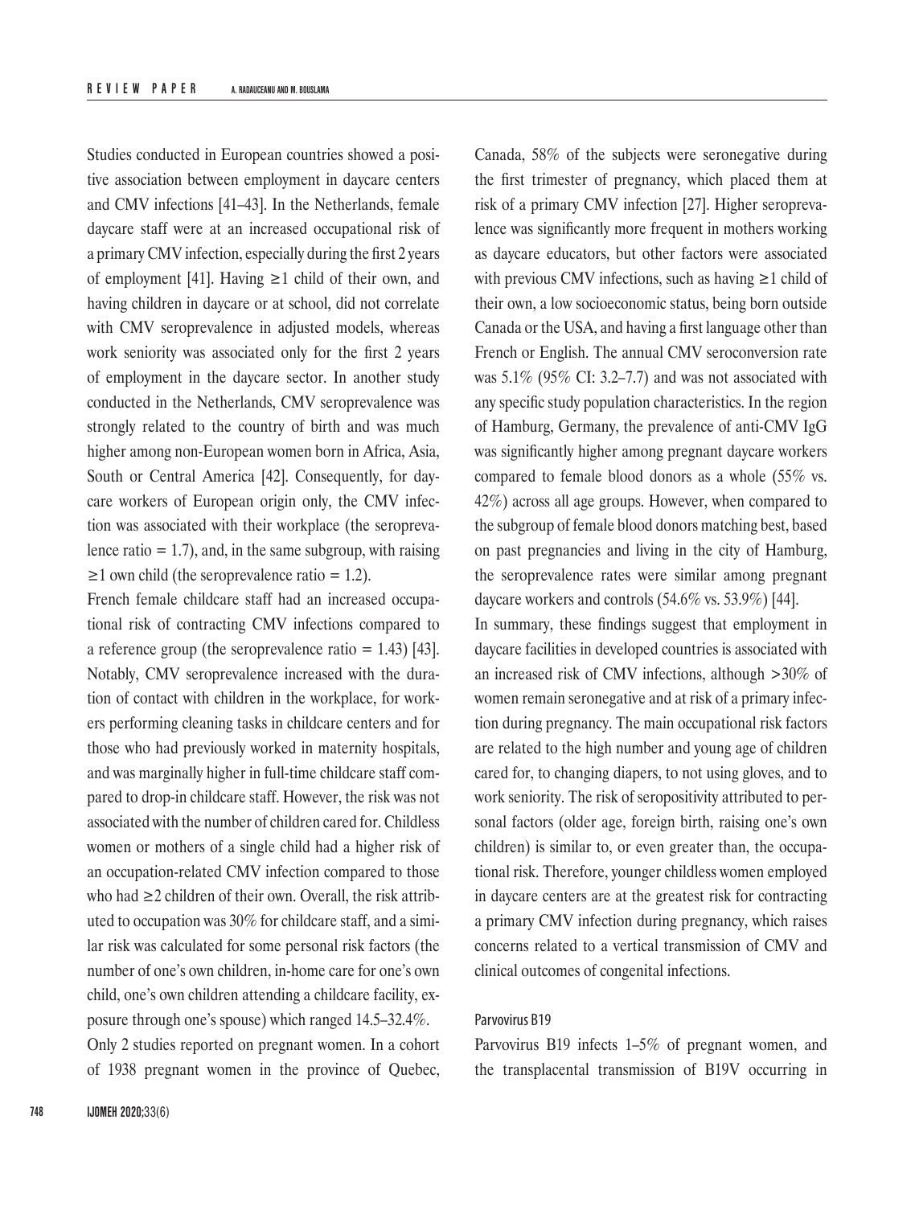Studies conducted in European countries showed a positive association between employment in daycare centers and CMV infections [41–43]. In the Netherlands, female daycare staff were at an increased occupational risk of a primary CMV infection, especially during the first 2 years of employment [41]. Having ≥1 child of their own, and having children in daycare or at school, did not correlate with CMV seroprevalence in adjusted models, whereas work seniority was associated only for the first 2 years of employment in the daycare sector. In another study conducted in the Netherlands, CMV seroprevalence was strongly related to the country of birth and was much higher among non-European women born in Africa, Asia, South or Central America [42]. Consequently, for daycare workers of European origin only, the CMV infection was associated with their workplace (the seroprevalence ratio = 1.7), and, in the same subgroup, with raising ≥1 own child (the seroprevalence ratio = 1.2).

French female childcare staff had an increased occupational risk of contracting CMV infections compared to a reference group (the seroprevalence ratio = 1.43) [43]. Notably, CMV seroprevalence increased with the duration of contact with children in the workplace, for workers performing cleaning tasks in childcare centers and for those who had previously worked in maternity hospitals, and was marginally higher in full-time childcare staff compared to drop-in childcare staff. However, the risk was not associated with the number of children cared for. Childless women or mothers of a single child had a higher risk of an occupation-related CMV infection compared to those who had ≥2 children of their own. Overall, the risk attributed to occupation was 30% for childcare staff, and a similar risk was calculated for some personal risk factors (the number of one's own children, in-home care for one's own child, one's own children attending a childcare facility, exposure through one's spouse) which ranged 14.5–32.4%.

Only 2 studies reported on pregnant women. In a cohort of 1938 pregnant women in the province of Quebec, Canada, 58% of the subjects were seronegative during the first trimester of pregnancy, which placed them at risk of a primary CMV infection [27]. Higher seroprevalence was significantly more frequent in mothers working as daycare educators, but other factors were associated with previous CMV infections, such as having ≥1 child of their own, a low socioeconomic status, being born outside Canada or the USA, and having a first language other than French or English. The annual CMV seroconversion rate was 5.1% (95% CI: 3.2–7.7) and was not associated with any specific study population characteristics. In the region of Hamburg, Germany, the prevalence of anti-CMV IgG was significantly higher among pregnant daycare workers compared to female blood donors as a whole (55% vs. 42%) across all age groups. However, when compared to the subgroup of female blood donors matching best, based on past pregnancies and living in the city of Hamburg, the seroprevalence rates were similar among pregnant daycare workers and controls (54.6% vs. 53.9%) [44].

In summary, these findings suggest that employment in daycare facilities in developed countries is associated with an increased risk of CMV infections, although >30% of women remain seronegative and at risk of a primary infection during pregnancy. The main occupational risk factors are related to the high number and young age of children cared for, to changing diapers, to not using gloves, and to work seniority. The risk of seropositivity attributed to personal factors (older age, foreign birth, raising one's own children) is similar to, or even greater than, the occupational risk. Therefore, younger childless women employed in daycare centers are at the greatest risk for contracting a primary CMV infection during pregnancy, which raises concerns related to a vertical transmission of CMV and clinical outcomes of congenital infections.

#### Parvovirus B19

Parvovirus B19 infects 1–5% of pregnant women, and the transplacental transmission of B19V occurring in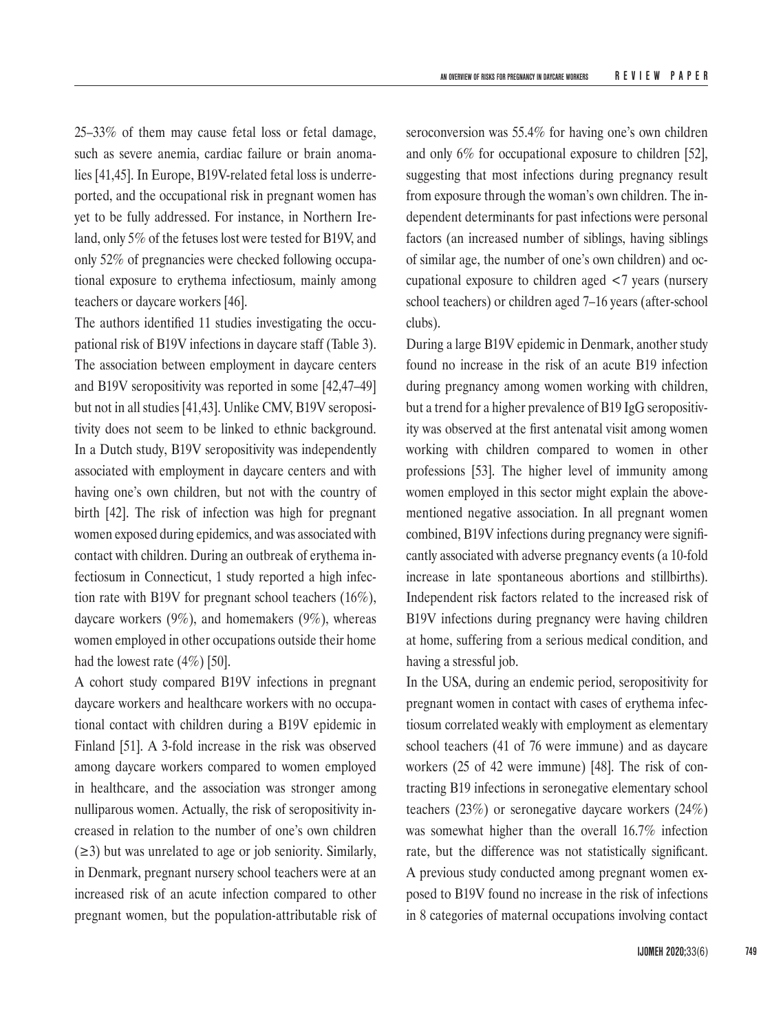25–33% of them may cause fetal loss or fetal damage, such as severe anemia, cardiac failure or brain anomalies [41,45]. In Europe, B19V-related fetal loss is underreported, and the occupational risk in pregnant women has yet to be fully addressed. For instance, in Northern Ireland, only 5% of the fetuses lost were tested for B19V, and only 52% of pregnancies were checked following occupational exposure to erythema infectiosum, mainly among teachers or daycare workers [46].

The authors identified 11 studies investigating the occupational risk of B19V infections in daycare staff (Table 3). The association between employment in daycare centers and B19V seropositivity was reported in some [42,47–49] but not in all studies [41,43]. Unlike CMV, B19V seropositivity does not seem to be linked to ethnic background. In a Dutch study, B19V seropositivity was independently associated with employment in daycare centers and with having one's own children, but not with the country of birth [42]. The risk of infection was high for pregnant women exposed during epidemics, and was associated with contact with children. During an outbreak of erythema infectiosum in Connecticut, 1 study reported a high infection rate with B19V for pregnant school teachers (16%), daycare workers (9%), and homemakers (9%), whereas women employed in other occupations outside their home had the lowest rate (4%) [50].

A cohort study compared B19V infections in pregnant daycare workers and healthcare workers with no occupational contact with children during a B19V epidemic in Finland [51]. A 3-fold increase in the risk was observed among daycare workers compared to women employed in healthcare, and the association was stronger among nulliparous women. Actually, the risk of seropositivity increased in relation to the number of one's own children (≥3) but was unrelated to age or job seniority. Similarly, in Denmark, pregnant nursery school teachers were at an increased risk of an acute infection compared to other pregnant women, but the population-attributable risk of seroconversion was 55.4% for having one's own children and only 6% for occupational exposure to children [52], suggesting that most infections during pregnancy result from exposure through the woman's own children. The independent determinants for past infections were personal factors (an increased number of siblings, having siblings of similar age, the number of one's own children) and occupational exposure to children aged <7 years (nursery school teachers) or children aged 7–16 years (after-school clubs).

During a large B19V epidemic in Denmark, another study found no increase in the risk of an acute B19 infection during pregnancy among women working with children, but a trend for a higher prevalence of B19 IgG seropositivity was observed at the first antenatal visit among women working with children compared to women in other professions [53]. The higher level of immunity among women employed in this sector might explain the above-mentioned negative association. In all pregnant women combined, B19V infections during pregnancy were significantly associated with adverse pregnancy events (a 10-fold increase in late spontaneous abortions and stillbirths). Independent risk factors related to the increased risk of B19V infections during pregnancy were having children at home, suffering from a serious medical condition, and having a stressful job.

In the USA, during an endemic period, seropositivity for pregnant women in contact with cases of erythema infectiosum correlated weakly with employment as elementary school teachers (41 of 76 were immune) and as daycare workers (25 of 42 were immune) [48]. The risk of contracting B19 infections in seronegative elementary school teachers (23%) or seronegative daycare workers (24%) was somewhat higher than the overall 16.7% infection rate, but the difference was not statistically significant. A previous study conducted among pregnant women exposed to B19V found no increase in the risk of infections in 8 categories of maternal occupations involving contact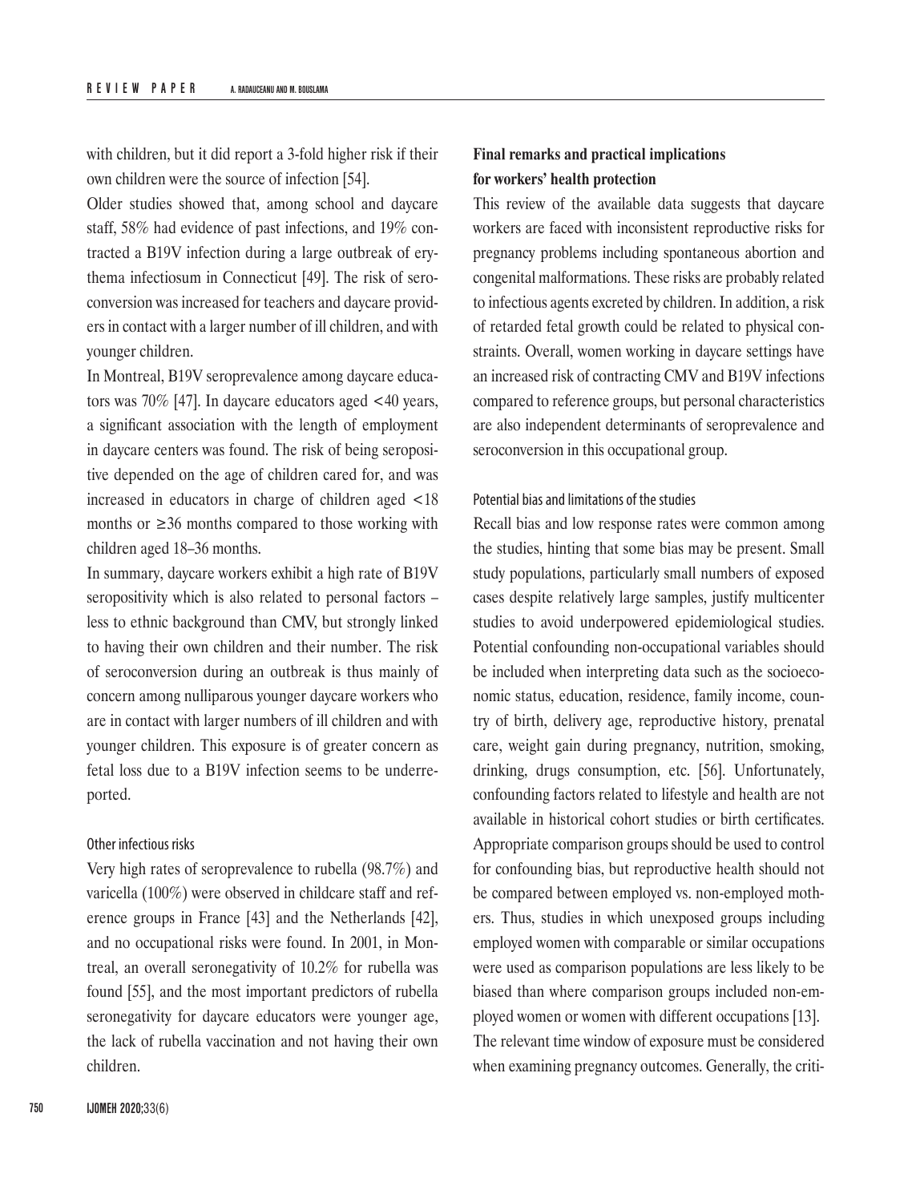with children, but it did report a 3-fold higher risk if their own children were the source of infection [54].

Older studies showed that, among school and daycare staff, 58% had evidence of past infections, and 19% contracted a B19V infection during a large outbreak of erythema infectiosum in Connecticut [49]. The risk of seroconversion was increased for teachers and daycare providers in contact with a larger number of ill children, and with younger children.

In Montreal, B19V seroprevalence among daycare educators was 70% [47]. In daycare educators aged <40 years, a significant association with the length of employment in daycare centers was found. The risk of being seropositive depended on the age of children cared for, and was increased in educators in charge of children aged <18 months or ≥36 months compared to those working with children aged 18–36 months.

In summary, daycare workers exhibit a high rate of B19V seropositivity which is also related to personal factors – less to ethnic background than CMV, but strongly linked to having their own children and their number. The risk of seroconversion during an outbreak is thus mainly of concern among nulliparous younger daycare workers who are in contact with larger numbers of ill children and with younger children. This exposure is of greater concern as fetal loss due to a B19V infection seems to be underreported.

#### Other infectious risks

Very high rates of seroprevalence to rubella (98.7%) and varicella (100%) were observed in childcare staff and reference groups in France [43] and the Netherlands [42], and no occupational risks were found. In 2001, in Montreal, an overall seronegativity of 10.2% for rubella was found [55], and the most important predictors of rubella seronegativity for daycare educators were younger age, the lack of rubella vaccination and not having their own children.

### Final remarks and practical implications for workers' health protection

This review of the available data suggests that daycare workers are faced with inconsistent reproductive risks for pregnancy problems including spontaneous abortion and congenital malformations. These risks are probably related to infectious agents excreted by children. In addition, a risk of retarded fetal growth could be related to physical constraints. Overall, women working in daycare settings have an increased risk of contracting CMV and B19V infections compared to reference groups, but personal characteristics are also independent determinants of seroprevalence and seroconversion in this occupational group.

#### Potential bias and limitations of the studies

Recall bias and low response rates were common among the studies, hinting that some bias may be present. Small study populations, particularly small numbers of exposed cases despite relatively large samples, justify multicenter studies to avoid underpowered epidemiological studies. Potential confounding non-occupational variables should be included when interpreting data such as the socioeconomic status, education, residence, family income, country of birth, delivery age, reproductive history, prenatal care, weight gain during pregnancy, nutrition, smoking, drinking, drugs consumption, etc. [56]. Unfortunately, confounding factors related to lifestyle and health are not available in historical cohort studies or birth certificates. Appropriate comparison groups should be used to control for confounding bias, but reproductive health should not be compared between employed vs. non-employed mothers. Thus, studies in which unexposed groups including employed women with comparable or similar occupations were used as comparison populations are less likely to be biased than where comparison groups included non-employed women or women with different occupations [13].

The relevant time window of exposure must be considered when examining pregnancy outcomes. Generally, the criti-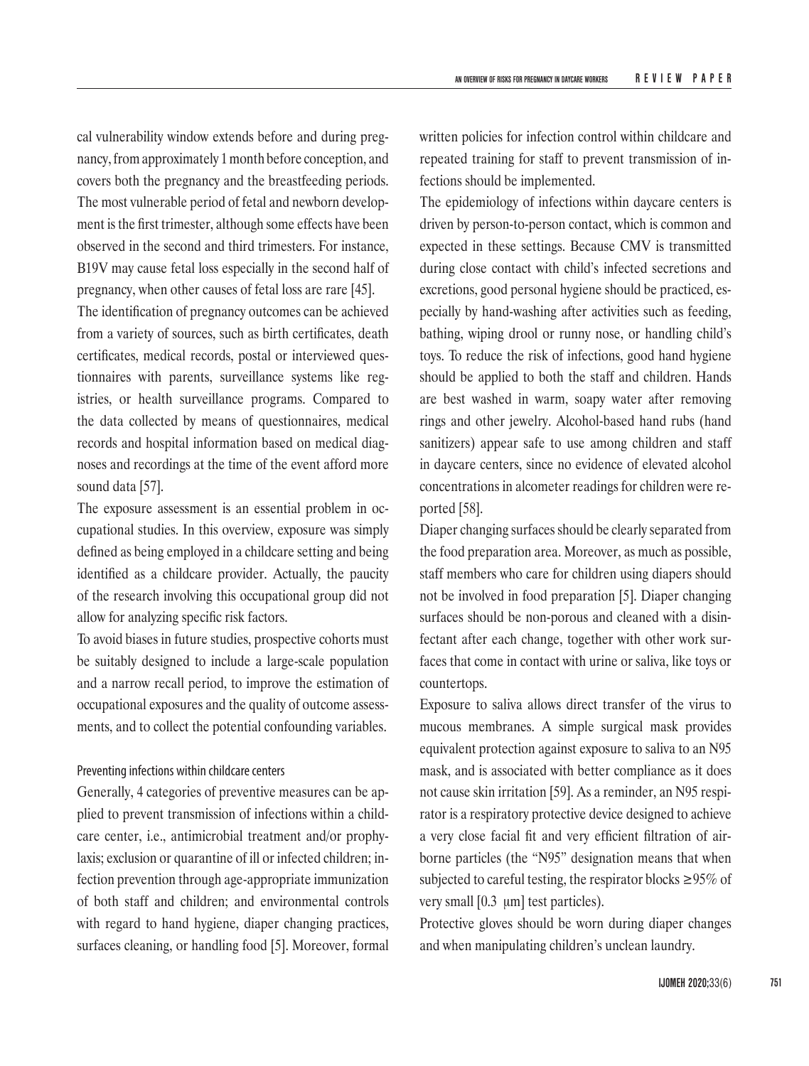cal vulnerability window extends before and during pregnancy, from approximately 1 month before conception, and covers both the pregnancy and the breastfeeding periods. The most vulnerable period of fetal and newborn development is the first trimester, although some effects have been observed in the second and third trimesters. For instance, B19V may cause fetal loss especially in the second half of pregnancy, when other causes of fetal loss are rare [45].

The identification of pregnancy outcomes can be achieved from a variety of sources, such as birth certificates, death certificates, medical records, postal or interviewed questionnaires with parents, surveillance systems like registries, or health surveillance programs. Compared to the data collected by means of questionnaires, medical records and hospital information based on medical diagnoses and recordings at the time of the event afford more sound data [57].

The exposure assessment is an essential problem in occupational studies. In this overview, exposure was simply defined as being employed in a childcare setting and being identified as a childcare provider. Actually, the paucity of the research involving this occupational group did not allow for analyzing specific risk factors.

To avoid biases in future studies, prospective cohorts must be suitably designed to include a large-scale population and a narrow recall period, to improve the estimation of occupational exposures and the quality of outcome assessments, and to collect the potential confounding variables.

### Preventing infections within childcare centers

Generally, 4 categories of preventive measures can be applied to prevent transmission of infections within a childcare center, i.e., antimicrobial treatment and/or prophylaxis; exclusion or quarantine of ill or infected children; infection prevention through age-appropriate immunization of both staff and children; and environmental controls with regard to hand hygiene, diaper changing practices, surfaces cleaning, or handling food [5]. Moreover, formal written policies for infection control within childcare and repeated training for staff to prevent transmission of infections should be implemented.

The epidemiology of infections within daycare centers is driven by person-to-person contact, which is common and expected in these settings. Because CMV is transmitted during close contact with child's infected secretions and excretions, good personal hygiene should be practiced, especially by hand-washing after activities such as feeding, bathing, wiping drool or runny nose, or handling child's toys. To reduce the risk of infections, good hand hygiene should be applied to both the staff and children. Hands are best washed in warm, soapy water after removing rings and other jewelry. Alcohol-based hand rubs (hand sanitizers) appear safe to use among children and staff in daycare centers, since no evidence of elevated alcohol concentrations in alcometer readings for children were reported [58].

Diaper changing surfaces should be clearly separated from the food preparation area. Moreover, as much as possible, staff members who care for children using diapers should not be involved in food preparation [5]. Diaper changing surfaces should be non-porous and cleaned with a disinfectant after each change, together with other work surfaces that come in contact with urine or saliva, like toys or countertops.

Exposure to saliva allows direct transfer of the virus to mucous membranes. A simple surgical mask provides equivalent protection against exposure to saliva to an N95 mask, and is associated with better compliance as it does not cause skin irritation [59]. As a reminder, an N95 respirator is a respiratory protective device designed to achieve a very close facial fit and very efficient filtration of airborne particles (the "N95" designation means that when subjected to careful testing, the respirator blocks ≥95% of very small [0.3 μm] test particles).

Protective gloves should be worn during diaper changes and when manipulating children's unclean laundry.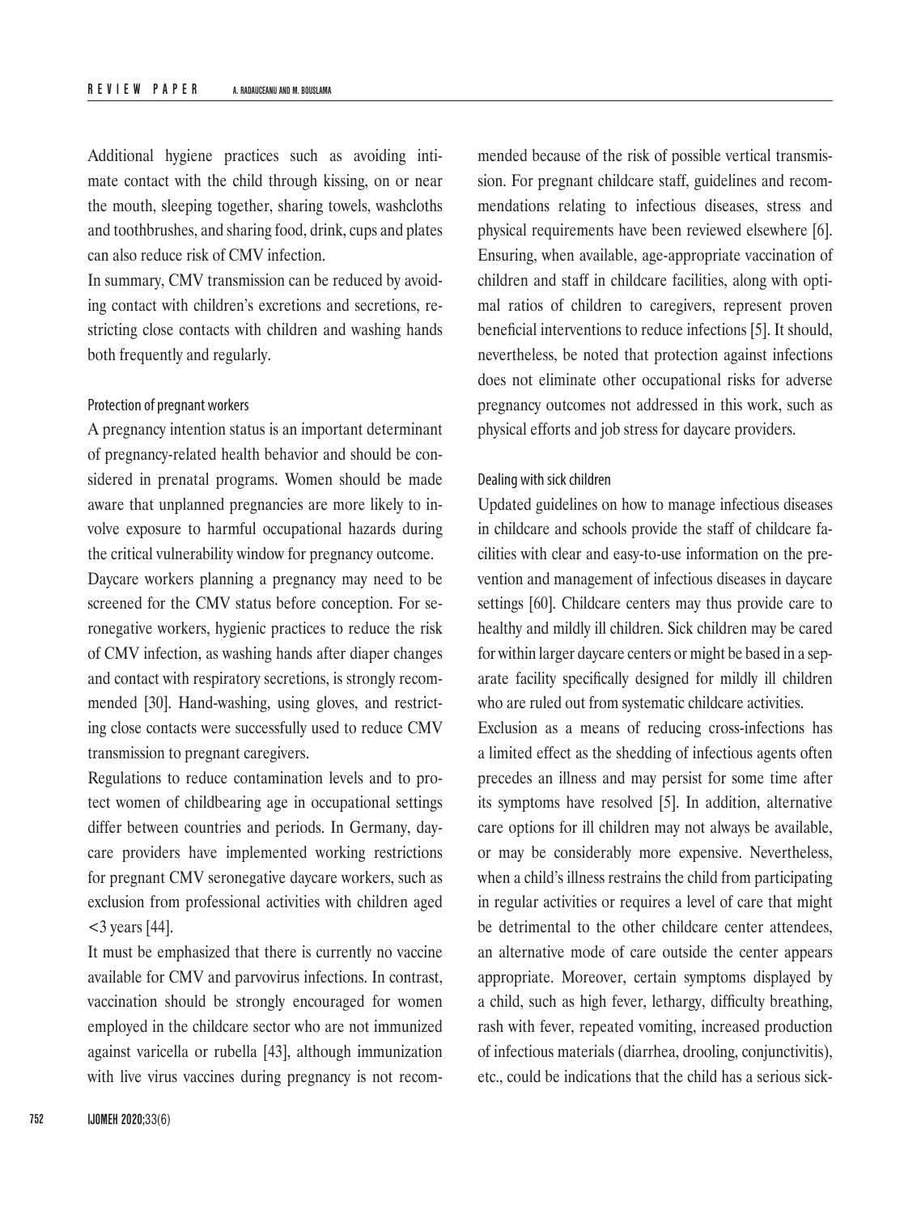Additional hygiene practices such as avoiding intimate contact with the child through kissing, on or near the mouth, sleeping together, sharing towels, washcloths and toothbrushes, and sharing food, drink, cups and plates can also reduce risk of CMV infection.

In summary, CMV transmission can be reduced by avoiding contact with children's excretions and secretions, restricting close contacts with children and washing hands both frequently and regularly.

### Protection of pregnant workers

A pregnancy intention status is an important determinant of pregnancy-related health behavior and should be considered in prenatal programs. Women should be made aware that unplanned pregnancies are more likely to involve exposure to harmful occupational hazards during the critical vulnerability window for pregnancy outcome.

Daycare workers planning a pregnancy may need to be screened for the CMV status before conception. For seronegative workers, hygienic practices to reduce the risk of CMV infection, as washing hands after diaper changes and contact with respiratory secretions, is strongly recommended [30]. Hand-washing, using gloves, and restricting close contacts were successfully used to reduce CMV transmission to pregnant caregivers.

Regulations to reduce contamination levels and to protect women of childbearing age in occupational settings differ between countries and periods. In Germany, daycare providers have implemented working restrictions for pregnant CMV seronegative daycare workers, such as exclusion from professional activities with children aged <3 years [44].

It must be emphasized that there is currently no vaccine available for CMV and parvovirus infections. In contrast, vaccination should be strongly encouraged for women employed in the childcare sector who are not immunized against varicella or rubella [43], although immunization with live virus vaccines during pregnancy is not recommended because of the risk of possible vertical transmission. For pregnant childcare staff, guidelines and recommendations relating to infectious diseases, stress and physical requirements have been reviewed elsewhere [6]. Ensuring, when available, age-appropriate vaccination of children and staff in childcare facilities, along with optimal ratios of children to caregivers, represent proven beneficial interventions to reduce infections [5]. It should, nevertheless, be noted that protection against infections does not eliminate other occupational risks for adverse pregnancy outcomes not addressed in this work, such as physical efforts and job stress for daycare providers.

### Dealing with sick children

Updated guidelines on how to manage infectious diseases in childcare and schools provide the staff of childcare facilities with clear and easy-to-use information on the prevention and management of infectious diseases in daycare settings [60]. Childcare centers may thus provide care to healthy and mildly ill children. Sick children may be cared for within larger daycare centers or might be based in a separate facility specifically designed for mildly ill children who are ruled out from systematic childcare activities.

Exclusion as a means of reducing cross-infections has a limited effect as the shedding of infectious agents often precedes an illness and may persist for some time after its symptoms have resolved [5]. In addition, alternative care options for ill children may not always be available, or may be considerably more expensive. Nevertheless, when a child's illness restrains the child from participating in regular activities or requires a level of care that might be detrimental to the other childcare center attendees, an alternative mode of care outside the center appears appropriate. Moreover, certain symptoms displayed by a child, such as high fever, lethargy, difficulty breathing, rash with fever, repeated vomiting, increased production of infectious materials (diarrhea, drooling, conjunctivitis), etc., could be indications that the child has a serious sick-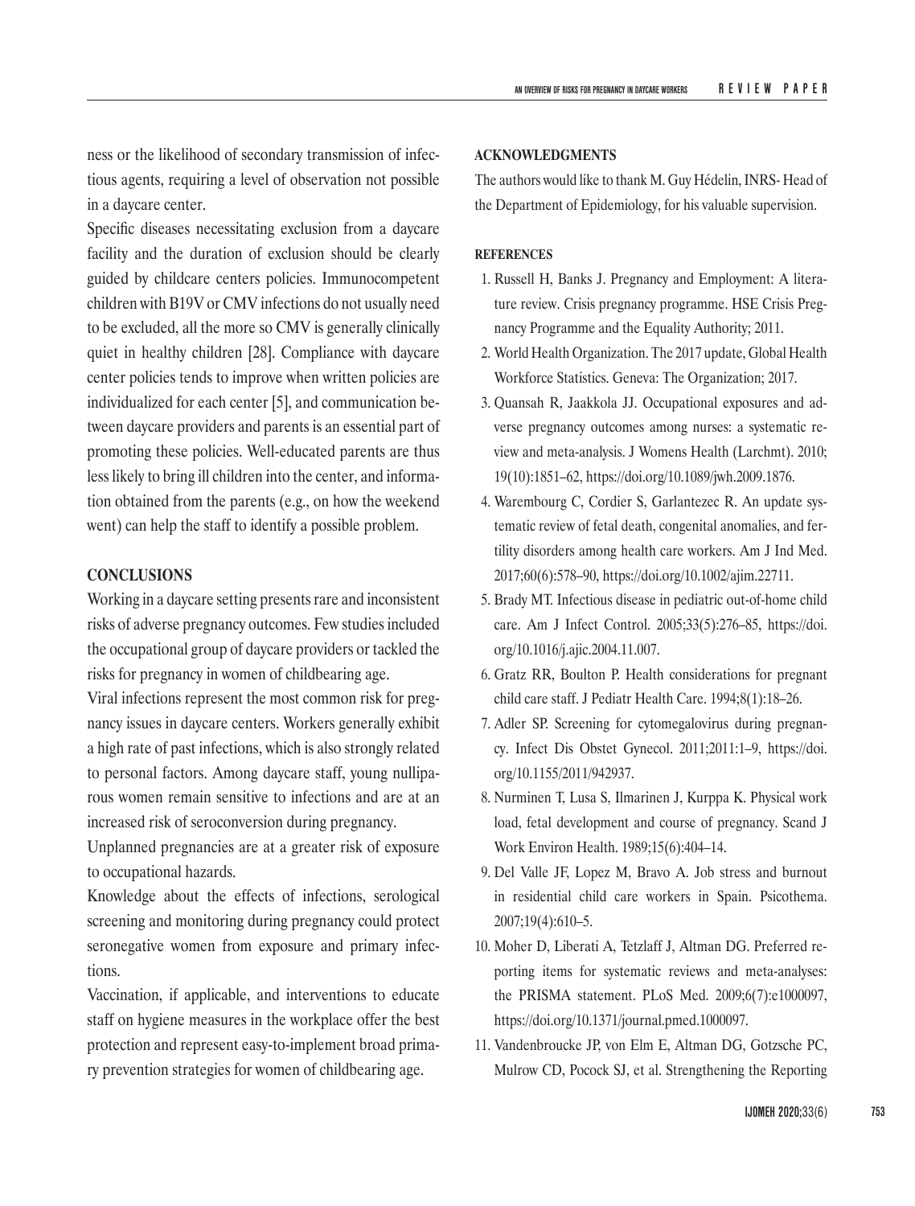ness or the likelihood of secondary transmission of infectious agents, requiring a level of observation not possible in a daycare center.

Specific diseases necessitating exclusion from a daycare facility and the duration of exclusion should be clearly guided by childcare centers policies. Immunocompetent children with B19V or CMV infections do not usually need to be excluded, all the more so CMV is generally clinically quiet in healthy children [28]. Compliance with daycare center policies tends to improve when written policies are individualized for each center [5], and communication between daycare providers and parents is an essential part of promoting these policies. Well-educated parents are thus less likely to bring ill children into the center, and information obtained from the parents (e.g., on how the weekend went) can help the staff to identify a possible problem.

## CONCLUSIONS

Working in a daycare setting presents rare and inconsistent risks of adverse pregnancy outcomes. Few studies included the occupational group of daycare providers or tackled the risks for pregnancy in women of childbearing age.

Viral infections represent the most common risk for pregnancy issues in daycare centers. Workers generally exhibit a high rate of past infections, which is also strongly related to personal factors. Among daycare staff, young nulliparous women remain sensitive to infections and are at an increased risk of seroconversion during pregnancy.

Unplanned pregnancies are at a greater risk of exposure to occupational hazards.

Knowledge about the effects of infections, serological screening and monitoring during pregnancy could protect seronegative women from exposure and primary infections.

Vaccination, if applicable, and interventions to educate staff on hygiene measures in the workplace offer the best protection and represent easy-to-implement broad primary prevention strategies for women of childbearing age.

## ACKNOWLEDGMENTS

The authors would like to thank M. Guy Hédelin, INRS- Head of the Department of Epidemiology, for his valuable supervision.

## REFERENCES

1. Russell H, Banks J. Pregnancy and Employment: A literature review. Crisis pregnancy programme. HSE Crisis Pregnancy Programme and the Equality Authority; 2011.
2. World Health Organization. The 2017 update, Global Health Workforce Statistics. Geneva: The Organization; 2017.
3. Quansah R, Jaakkola JJ. Occupational exposures and adverse pregnancy outcomes among nurses: a systematic review and meta-analysis. J Womens Health (Larchmt). 2010; 19(10):1851–62, https://doi.org/10.1089/jwh.2009.1876.
4. Warembourg C, Cordier S, Garlantezec R. An update systematic review of fetal death, congenital anomalies, and fertility disorders among health care workers. Am J Ind Med. 2017;60(6):578–90, https://doi.org/10.1002/ajim.22711.
5. Brady MT. Infectious disease in pediatric out-of-home child care. Am J Infect Control. 2005;33(5):276–85, https://doi.org/10.1016/j.ajic.2004.11.007.
6. Gratz RR, Boulton P. Health considerations for pregnant child care staff. J Pediatr Health Care. 1994;8(1):18–26.
7. Adler SP. Screening for cytomegalovirus during pregnancy. Infect Dis Obstet Gynecol. 2011;2011:1–9, https://doi.org/10.1155/2011/942937.
8. Nurminen T, Lusa S, Ilmarinen J, Kurppa K. Physical work load, fetal development and course of pregnancy. Scand J Work Environ Health. 1989;15(6):404–14.
9. Del Valle JF, Lopez M, Bravo A. Job stress and burnout in residential child care workers in Spain. Psicothema. 2007;19(4):610–5.
10. Moher D, Liberati A, Tetzlaff J, Altman DG. Preferred reporting items for systematic reviews and meta-analyses: the PRISMA statement. PLoS Med. 2009;6(7):e1000097, https://doi.org/10.1371/journal.pmed.1000097.
11. Vandenbroucke JP, von Elm E, Altman DG, Gotzsche PC, Mulrow CD, Pocock SJ, et al. Strengthening the Reporting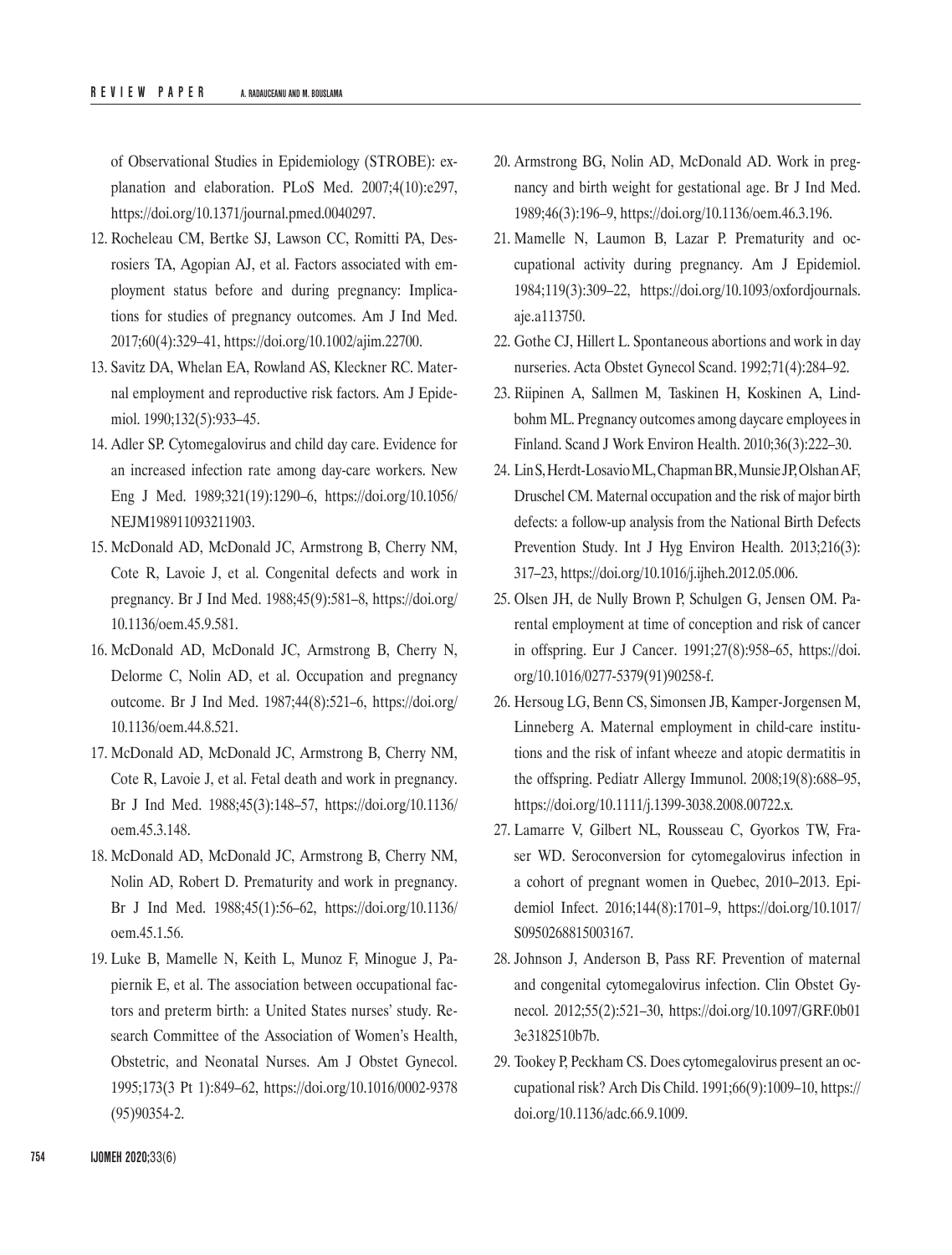of Observational Studies in Epidemiology (STROBE): explanation and elaboration. PLoS Med. 2007;4(10):e297, https://doi.org/10.1371/journal.pmed.0040297.

12. Rocheleau CM, Bertke SJ, Lawson CC, Romitti PA, Desrosiers TA, Agopian AJ, et al. Factors associated with employment status before and during pregnancy: Implications for studies of pregnancy outcomes. Am J Ind Med. 2017;60(4):329–41, https://doi.org/10.1002/ajim.22700.
13. Savitz DA, Whelan EA, Rowland AS, Kleckner RC. Maternal employment and reproductive risk factors. Am J Epidemiol. 1990;132(5):933–45.
14. Adler SP. Cytomegalovirus and child day care. Evidence for an increased infection rate among day-care workers. New Eng J Med. 1989;321(19):1290–6, https://doi.org/10.1056/NEJM198911093211903.
15. McDonald AD, McDonald JC, Armstrong B, Cherry NM, Cote R, Lavoie J, et al. Congenital defects and work in pregnancy. Br J Ind Med. 1988;45(9):581–8, https://doi.org/10.1136/oem.45.9.581.
16. McDonald AD, McDonald JC, Armstrong B, Cherry N, Delorme C, Nolin AD, et al. Occupation and pregnancy outcome. Br J Ind Med. 1987;44(8):521–6, https://doi.org/10.1136/oem.44.8.521.
17. McDonald AD, McDonald JC, Armstrong B, Cherry NM, Cote R, Lavoie J, et al. Fetal death and work in pregnancy. Br J Ind Med. 1988;45(3):148–57, https://doi.org/10.1136/oem.45.3.148.
18. McDonald AD, McDonald JC, Armstrong B, Cherry NM, Nolin AD, Robert D. Prematurity and work in pregnancy. Br J Ind Med. 1988;45(1):56–62, https://doi.org/10.1136/oem.45.1.56.
19. Luke B, Mamelle N, Keith L, Munoz F, Minogue J, Papiernik E, et al. The association between occupational factors and preterm birth: a United States nurses' study. Research Committee of the Association of Women's Health, Obstetric, and Neonatal Nurses. Am J Obstet Gynecol. 1995;173(3 Pt 1):849–62, https://doi.org/10.1016/0002-9378(95)90354-2.
20. Armstrong BG, Nolin AD, McDonald AD. Work in pregnancy and birth weight for gestational age. Br J Ind Med. 1989;46(3):196–9, https://doi.org/10.1136/oem.46.3.196.
21. Mamelle N, Laumon B, Lazar P. Prematurity and occupational activity during pregnancy. Am J Epidemiol. 1984;119(3):309–22, https://doi.org/10.1093/oxfordjournals.aje.a113750.
22. Gothe CJ, Hillert L. Spontaneous abortions and work in day nurseries. Acta Obstet Gynecol Scand. 1992;71(4):284–92.
23. Riipinen A, Sallmen M, Taskinen H, Koskinen A, Lindbohm ML. Pregnancy outcomes among daycare employees in Finland. Scand J Work Environ Health. 2010;36(3):222–30.
24. Lin S, Herdt-Losavio ML, Chapman BR, Munsie JP, Olshan AF, Druschel CM. Maternal occupation and the risk of major birth defects: a follow-up analysis from the National Birth Defects Prevention Study. Int J Hyg Environ Health. 2013;216(3): 317–23, https://doi.org/10.1016/j.ijheh.2012.05.006.
25. Olsen JH, de Nully Brown P, Schulgen G, Jensen OM. Parental employment at time of conception and risk of cancer in offspring. Eur J Cancer. 1991;27(8):958–65, https://doi.org/10.1016/0277-5379(91)90258-f.
26. Hersoug LG, Benn CS, Simonsen JB, Kamper-Jorgensen M, Linneberg A. Maternal employment in child-care institutions and the risk of infant wheeze and atopic dermatitis in the offspring. Pediatr Allergy Immunol. 2008;19(8):688–95, https://doi.org/10.1111/j.1399-3038.2008.00722.x.
27. Lamarre V, Gilbert NL, Rousseau C, Gyorkos TW, Fraser WD. Seroconversion for cytomegalovirus infection in a cohort of pregnant women in Quebec, 2010–2013. Epidemiol Infect. 2016;144(8):1701–9, https://doi.org/10.1017/S0950268815003167.
28. Johnson J, Anderson B, Pass RF. Prevention of maternal and congenital cytomegalovirus infection. Clin Obstet Gynecol. 2012;55(2):521–30, https://doi.org/10.1097/GRF.0b013e3182510b7b.
29. Tookey P, Peckham CS. Does cytomegalovirus present an occupational risk? Arch Dis Child. 1991;66(9):1009–10, https://doi.org/10.1136/adc.66.9.1009.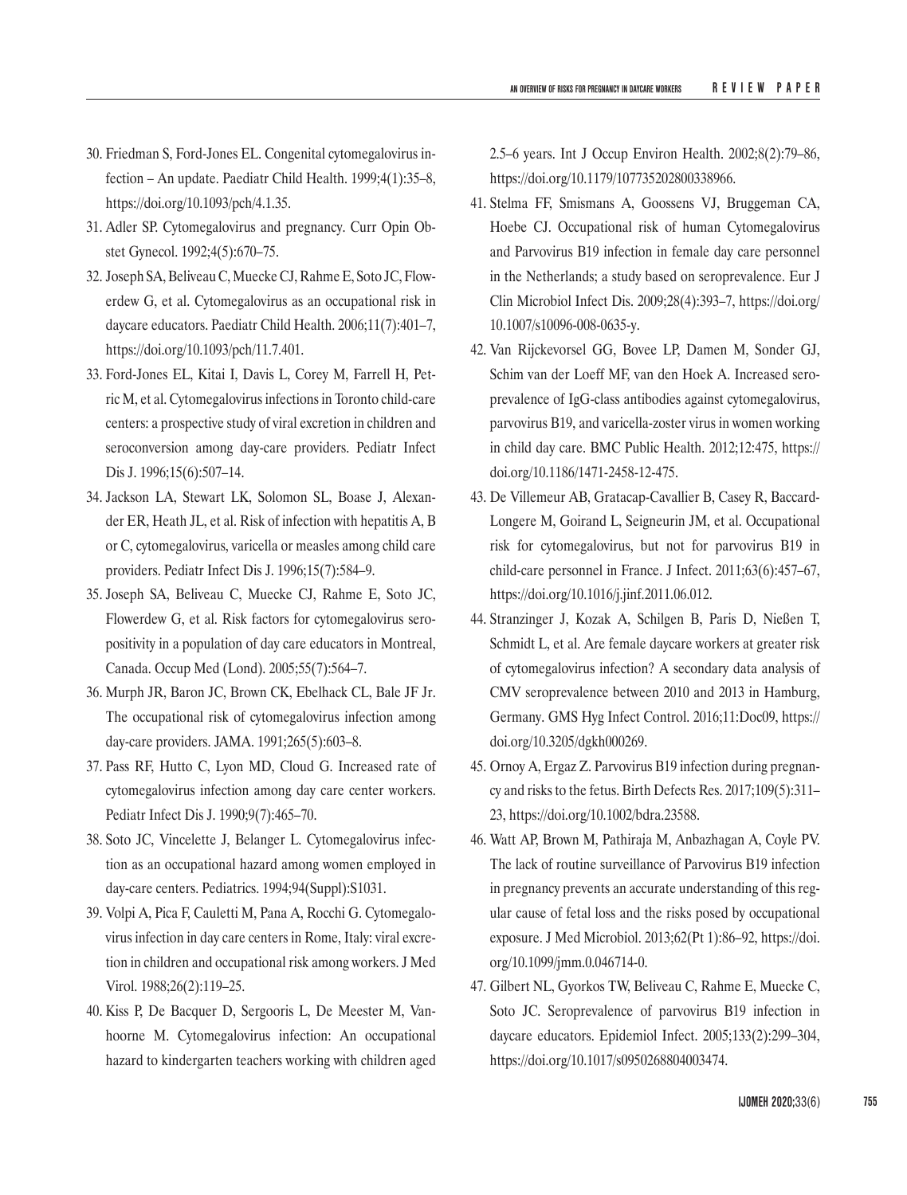30. Friedman S, Ford-Jones EL. Congenital cytomegalovirus infection – An update. Paediatr Child Health. 1999;4(1):35–8, https://doi.org/10.1093/pch/4.1.35.
31. Adler SP. Cytomegalovirus and pregnancy. Curr Opin Obstet Gynecol. 1992;4(5):670–75.
32. Joseph SA, Beliveau C, Muecke CJ, Rahme E, Soto JC, Flowerdew G, et al. Cytomegalovirus as an occupational risk in daycare educators. Paediatr Child Health. 2006;11(7):401–7, https://doi.org/10.1093/pch/11.7.401.
33. Ford-Jones EL, Kitai I, Davis L, Corey M, Farrell H, Petric M, et al. Cytomegalovirus infections in Toronto child-care centers: a prospective study of viral excretion in children and seroconversion among day-care providers. Pediatr Infect Dis J. 1996;15(6):507–14.
34. Jackson LA, Stewart LK, Solomon SL, Boase J, Alexander ER, Heath JL, et al. Risk of infection with hepatitis A, B or C, cytomegalovirus, varicella or measles among child care providers. Pediatr Infect Dis J. 1996;15(7):584–9.
35. Joseph SA, Beliveau C, Muecke CJ, Rahme E, Soto JC, Flowerdew G, et al. Risk factors for cytomegalovirus seropositivity in a population of day care educators in Montreal, Canada. Occup Med (Lond). 2005;55(7):564–7.
36. Murph JR, Baron JC, Brown CK, Ebelhack CL, Bale JF Jr. The occupational risk of cytomegalovirus infection among day-care providers. JAMA. 1991;265(5):603–8.
37. Pass RF, Hutto C, Lyon MD, Cloud G. Increased rate of cytomegalovirus infection among day care center workers. Pediatr Infect Dis J. 1990;9(7):465–70.
38. Soto JC, Vincelette J, Belanger L. Cytomegalovirus infection as an occupational hazard among women employed in day-care centers. Pediatrics. 1994;94(Suppl):S1031.
39. Volpi A, Pica F, Cauletti M, Pana A, Rocchi G. Cytomegalovirus infection in day care centers in Rome, Italy: viral excretion in children and occupational risk among workers. J Med Virol. 1988;26(2):119–25.
40. Kiss P, De Bacquer D, Sergooris L, De Meester M, Vanhoorne M. Cytomegalovirus infection: An occupational hazard to kindergarten teachers working with children aged 2.5–6 years. Int J Occup Environ Health. 2002;8(2):79–86, https://doi.org/10.1179/107735202800338966.
41. Stelma FF, Smismans A, Goossens VJ, Bruggeman CA, Hoebe CJ. Occupational risk of human Cytomegalovirus and Parvovirus B19 infection in female day care personnel in the Netherlands; a study based on seroprevalence. Eur J Clin Microbiol Infect Dis. 2009;28(4):393–7, https://doi.org/10.1007/s10096-008-0635-y.
42. Van Rijckevorsel GG, Bovee LP, Damen M, Sonder GJ, Schim van der Loeff MF, van den Hoek A. Increased seroprevalence of IgG-class antibodies against cytomegalovirus, parvovirus B19, and varicella-zoster virus in women working in child day care. BMC Public Health. 2012;12:475, https://doi.org/10.1186/1471-2458-12-475.
43. De Villemeur AB, Gratacap-Cavallier B, Casey R, Baccard-Longere M, Goirand L, Seigneurin JM, et al. Occupational risk for cytomegalovirus, but not for parvovirus B19 in child-care personnel in France. J Infect. 2011;63(6):457–67, https://doi.org/10.1016/j.jinf.2011.06.012.
44. Stranzinger J, Kozak A, Schilgen B, Paris D, Nießen T, Schmidt L, et al. Are female daycare workers at greater risk of cytomegalovirus infection? A secondary data analysis of CMV seroprevalence between 2010 and 2013 in Hamburg, Germany. GMS Hyg Infect Control. 2016;11:Doc09, https://doi.org/10.3205/dgkh000269.
45. Ornoy A, Ergaz Z. Parvovirus B19 infection during pregnancy and risks to the fetus. Birth Defects Res. 2017;109(5):311–23, https://doi.org/10.1002/bdra.23588.
46. Watt AP, Brown M, Pathiraja M, Anbazhagan A, Coyle PV. The lack of routine surveillance of Parvovirus B19 infection in pregnancy prevents an accurate understanding of this regular cause of fetal loss and the risks posed by occupational exposure. J Med Microbiol. 2013;62(Pt 1):86–92, https://doi.org/10.1099/jmm.0.046714-0.
47. Gilbert NL, Gyorkos TW, Beliveau C, Rahme E, Muecke C, Soto JC. Seroprevalence of parvovirus B19 infection in daycare educators. Epidemiol Infect. 2005;133(2):299–304, https://doi.org/10.1017/s0950268804003474.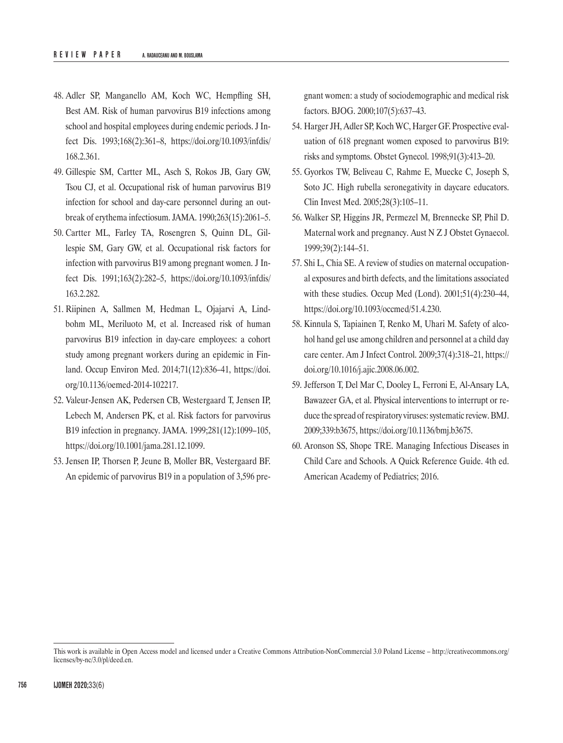48. Adler SP, Manganello AM, Koch WC, Hempfling SH, Best AM. Risk of human parvovirus B19 infections among school and hospital employees during endemic periods. J Infect Dis. 1993;168(2):361–8, https://doi.org/10.1093/infdis/168.2.361.
49. Gillespie SM, Cartter ML, Asch S, Rokos JB, Gary GW, Tsou CJ, et al. Occupational risk of human parvovirus B19 infection for school and day-care personnel during an outbreak of erythema infectiosum. JAMA. 1990;263(15):2061–5.
50. Cartter ML, Farley TA, Rosengren S, Quinn DL, Gillespie SM, Gary GW, et al. Occupational risk factors for infection with parvovirus B19 among pregnant women. J Infect Dis. 1991;163(2):282–5, https://doi.org/10.1093/infdis/163.2.282.
51. Riipinen A, Sallmen M, Hedman L, Ojajarvi A, Lindbohm ML, Meriluoto M, et al. Increased risk of human parvovirus B19 infection in day-care employees: a cohort study among pregnant workers during an epidemic in Finland. Occup Environ Med. 2014;71(12):836–41, https://doi.org/10.1136/oemed-2014-102217.
52. Valeur-Jensen AK, Pedersen CB, Westergaard T, Jensen IP, Lebech M, Andersen PK, et al. Risk factors for parvovirus B19 infection in pregnancy. JAMA. 1999;281(12):1099–105, https://doi.org/10.1001/jama.281.12.1099.
53. Jensen IP, Thorsen P, Jeune B, Moller BR, Vestergaard BF. An epidemic of parvovirus B19 in a population of 3,596 pregnant women: a study of sociodemographic and medical risk factors. BJOG. 2000;107(5):637–43.
54. Harger JH, Adler SP, Koch WC, Harger GF. Prospective evaluation of 618 pregnant women exposed to parvovirus B19: risks and symptoms. Obstet Gynecol. 1998;91(3):413–20.
55. Gyorkos TW, Beliveau C, Rahme E, Muecke C, Joseph S, Soto JC. High rubella seronegativity in daycare educators. Clin Invest Med. 2005;28(3):105–11.
56. Walker SP, Higgins JR, Permezel M, Brennecke SP, Phil D. Maternal work and pregnancy. Aust N Z J Obstet Gynaecol. 1999;39(2):144–51.
57. Shi L, Chia SE. A review of studies on maternal occupational exposures and birth defects, and the limitations associated with these studies. Occup Med (Lond). 2001;51(4):230–44, https://doi.org/10.1093/occmed/51.4.230.
58. Kinnula S, Tapiainen T, Renko M, Uhari M. Safety of alcohol hand gel use among children and personnel at a child day care center. Am J Infect Control. 2009;37(4):318–21, https://doi.org/10.1016/j.ajic.2008.06.002.
59. Jefferson T, Del Mar C, Dooley L, Ferroni E, Al-Ansary LA, Bawazeer GA, et al. Physical interventions to interrupt or reduce the spread of respiratory viruses: systematic review. BMJ. 2009;339:b3675, https://doi.org/10.1136/bmj.b3675.
60. Aronson SS, Shope TRE. Managing Infectious Diseases in Child Care and Schools. A Quick Reference Guide. 4th ed. American Academy of Pediatrics; 2016.

This work is available in Open Access model and licensed under a Creative Commons Attribution-NonCommercial 3.0 Poland License – http://creativecommons.org/licenses/by-nc/3.0/pl/deed.en.